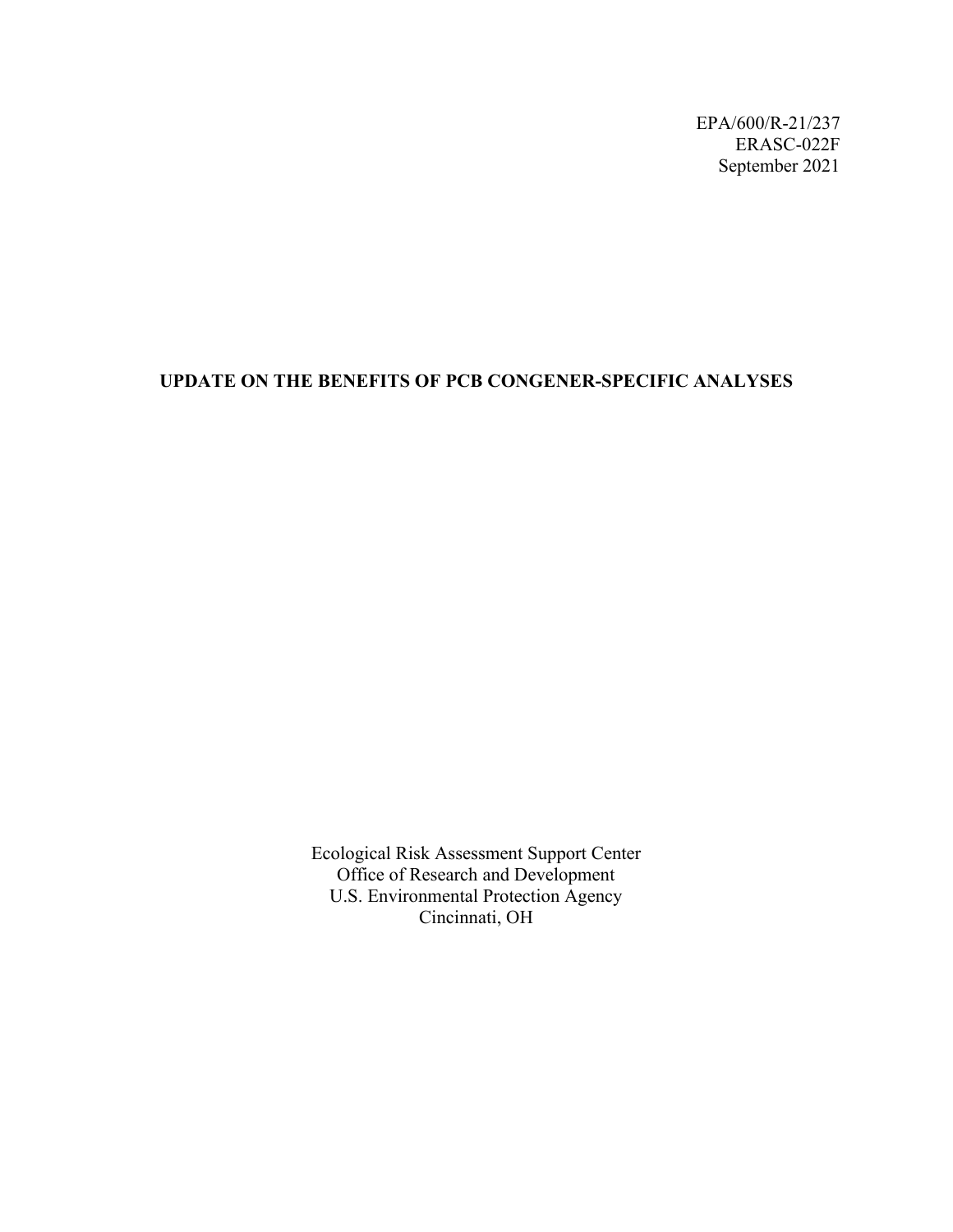EPA/600/R-21/237
ERASC-022F
September 2021

# UPDATE ON THE BENEFITS OF PCB CONGENER-SPECIFIC ANALYSES

Ecological Risk Assessment Support Center
Office of Research and Development
U.S. Environmental Protection Agency
Cincinnati, OH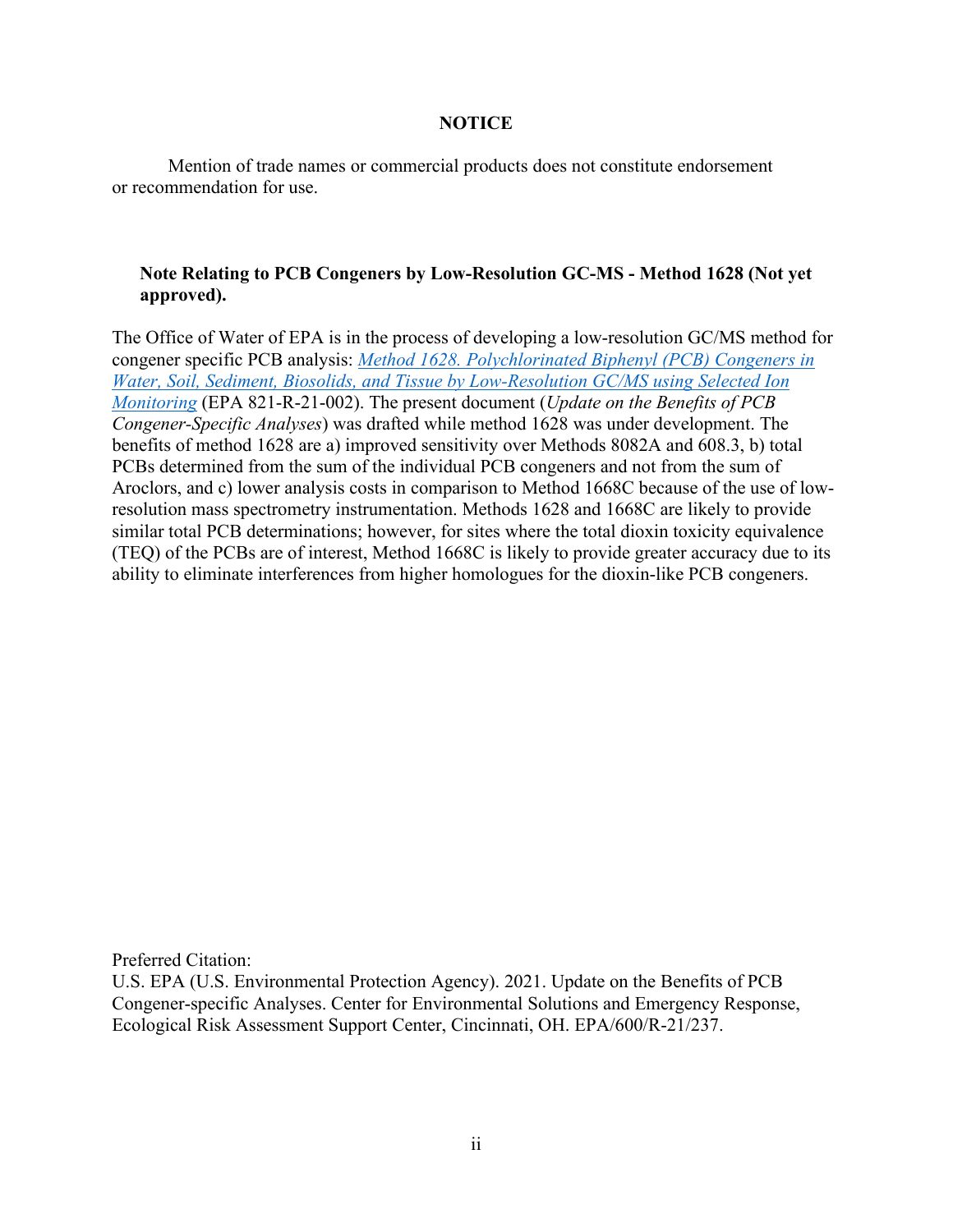## NOTICE

Mention of trade names or commercial products does not constitute endorsement or recommendation for use.

### Note Relating to PCB Congeners by Low-Resolution GC-MS - Method 1628 (Not yet approved).

The Office of Water of EPA is in the process of developing a low-resolution GC/MS method for congener specific PCB analysis: *Method 1628. Polychlorinated Biphenyl (PCB) Congeners in Water, Soil, Sediment, Biosolids, and Tissue by Low-Resolution GC/MS using Selected Ion Monitoring* (EPA 821-R-21-002). The present document (*Update on the Benefits of PCB Congener-Specific Analyses*) was drafted while method 1628 was under development. The benefits of method 1628 are a) improved sensitivity over Methods 8082A and 608.3, b) total PCBs determined from the sum of the individual PCB congeners and not from the sum of Aroclors, and c) lower analysis costs in comparison to Method 1668C because of the use of low-resolution mass spectrometry instrumentation. Methods 1628 and 1668C are likely to provide similar total PCB determinations; however, for sites where the total dioxin toxicity equivalence (TEQ) of the PCBs are of interest, Method 1668C is likely to provide greater accuracy due to its ability to eliminate interferences from higher homologues for the dioxin-like PCB congeners.

Preferred Citation:
U.S. EPA (U.S. Environmental Protection Agency). 2021. Update on the Benefits of PCB Congener-specific Analyses. Center for Environmental Solutions and Emergency Response, Ecological Risk Assessment Support Center, Cincinnati, OH. EPA/600/R-21/237.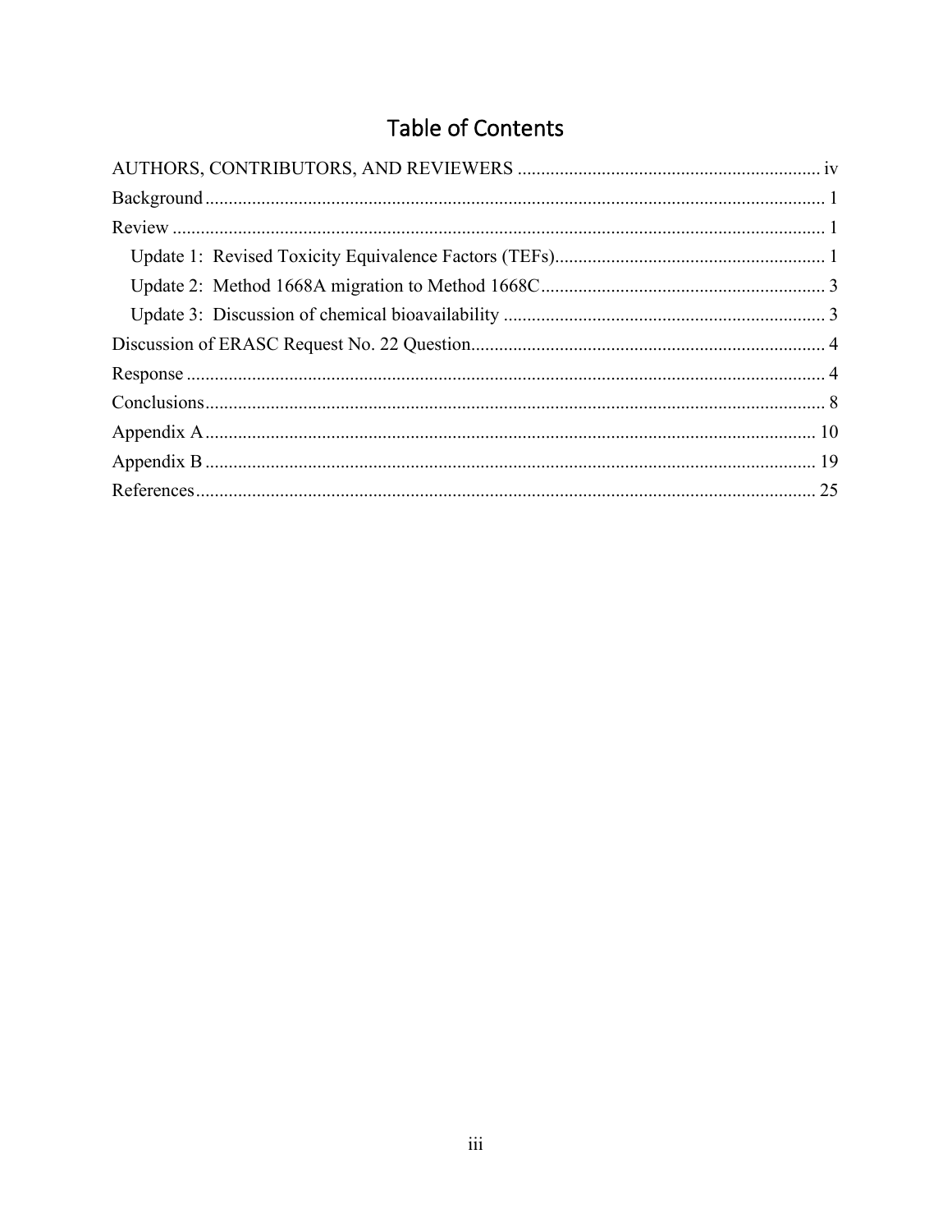# Table of Contents

AUTHORS, CONTRIBUTORS, AND REVIEWERS ................................................................ iv

Background ........................................................................................................................ 1

Review ................................................................................................................................ 1

- Update 1: Revised Toxicity Equivalence Factors (TEFs) .......................................................... 1
- Update 2: Method 1668A migration to Method 1668C ............................................................ 3
- Update 3: Discussion of chemical bioavailability .................................................................... 3

Discussion of ERASC Request No. 22 Question ........................................................................ 4

Response ............................................................................................................................ 4

Conclusions ........................................................................................................................ 8

Appendix A ....................................................................................................................... 10

Appendix B ....................................................................................................................... 19

References ......................................................................................................................... 25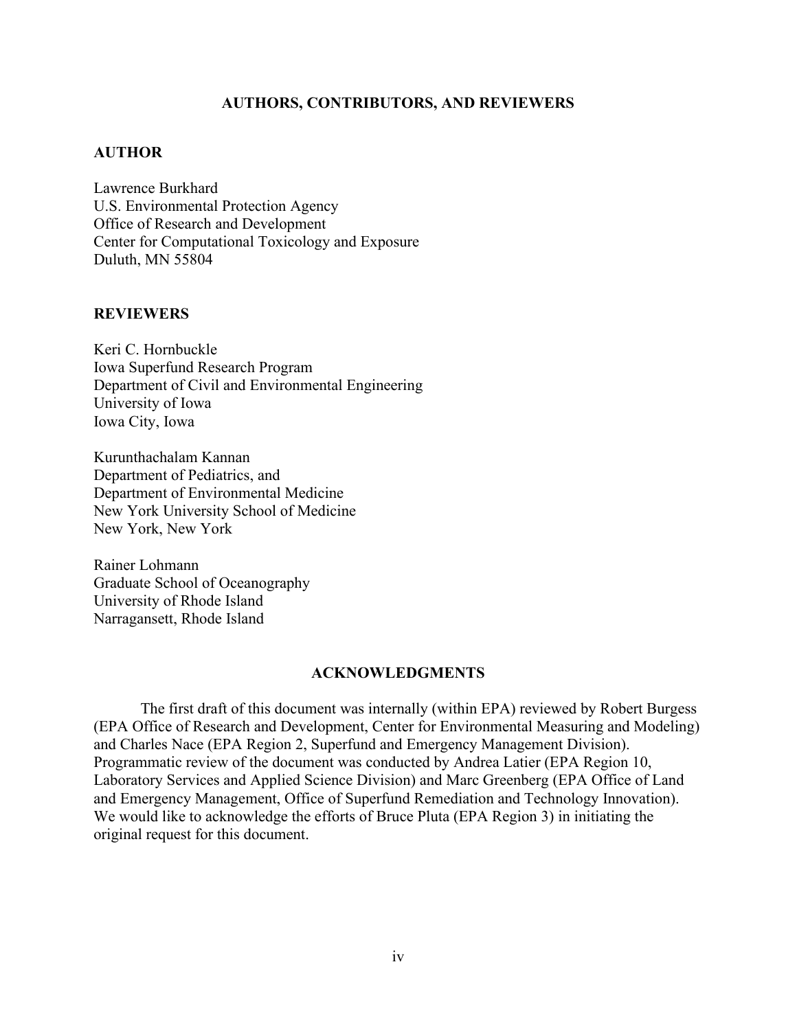## AUTHORS, CONTRIBUTORS, AND REVIEWERS

### AUTHOR

Lawrence Burkhard
U.S. Environmental Protection Agency
Office of Research and Development
Center for Computational Toxicology and Exposure
Duluth, MN 55804

### REVIEWERS

Keri C. Hornbuckle
Iowa Superfund Research Program
Department of Civil and Environmental Engineering
University of Iowa
Iowa City, Iowa

Kurunthachalam Kannan
Department of Pediatrics, and
Department of Environmental Medicine
New York University School of Medicine
New York, New York

Rainer Lohmann
Graduate School of Oceanography
University of Rhode Island
Narragansett, Rhode Island

## ACKNOWLEDGMENTS

The first draft of this document was internally (within EPA) reviewed by Robert Burgess (EPA Office of Research and Development, Center for Environmental Measuring and Modeling) and Charles Nace (EPA Region 2, Superfund and Emergency Management Division). Programmatic review of the document was conducted by Andrea Latier (EPA Region 10, Laboratory Services and Applied Science Division) and Marc Greenberg (EPA Office of Land and Emergency Management, Office of Superfund Remediation and Technology Innovation). We would like to acknowledge the efforts of Bruce Pluta (EPA Region 3) in initiating the original request for this document.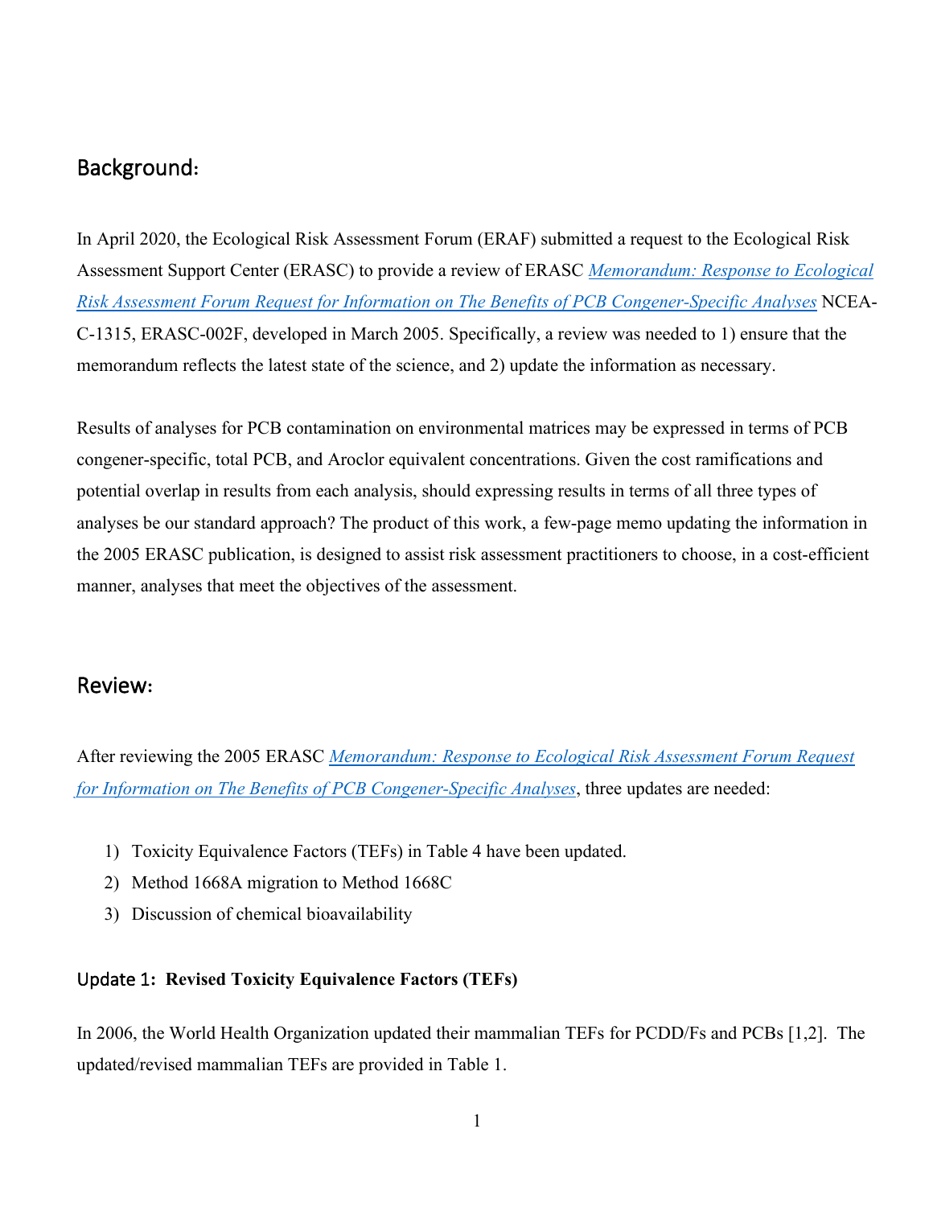## Background:

In April 2020, the Ecological Risk Assessment Forum (ERAF) submitted a request to the Ecological Risk Assessment Support Center (ERASC) to provide a review of ERASC *Memorandum: Response to Ecological Risk Assessment Forum Request for Information on The Benefits of PCB Congener-Specific Analyses* NCEA-C-1315, ERASC-002F, developed in March 2005. Specifically, a review was needed to 1) ensure that the memorandum reflects the latest state of the science, and 2) update the information as necessary.

Results of analyses for PCB contamination on environmental matrices may be expressed in terms of PCB congener-specific, total PCB, and Aroclor equivalent concentrations. Given the cost ramifications and potential overlap in results from each analysis, should expressing results in terms of all three types of analyses be our standard approach? The product of this work, a few-page memo updating the information in the 2005 ERASC publication, is designed to assist risk assessment practitioners to choose, in a cost-efficient manner, analyses that meet the objectives of the assessment.

## Review:

After reviewing the 2005 ERASC *Memorandum: Response to Ecological Risk Assessment Forum Request for Information on The Benefits of PCB Congener-Specific Analyses*, three updates are needed:

1) Toxicity Equivalence Factors (TEFs) in Table 4 have been updated.
2) Method 1668A migration to Method 1668C
3) Discussion of chemical bioavailability

### Update 1: Revised Toxicity Equivalence Factors (TEFs)

In 2006, the World Health Organization updated their mammalian TEFs for PCDD/Fs and PCBs [1,2]. The updated/revised mammalian TEFs are provided in Table 1.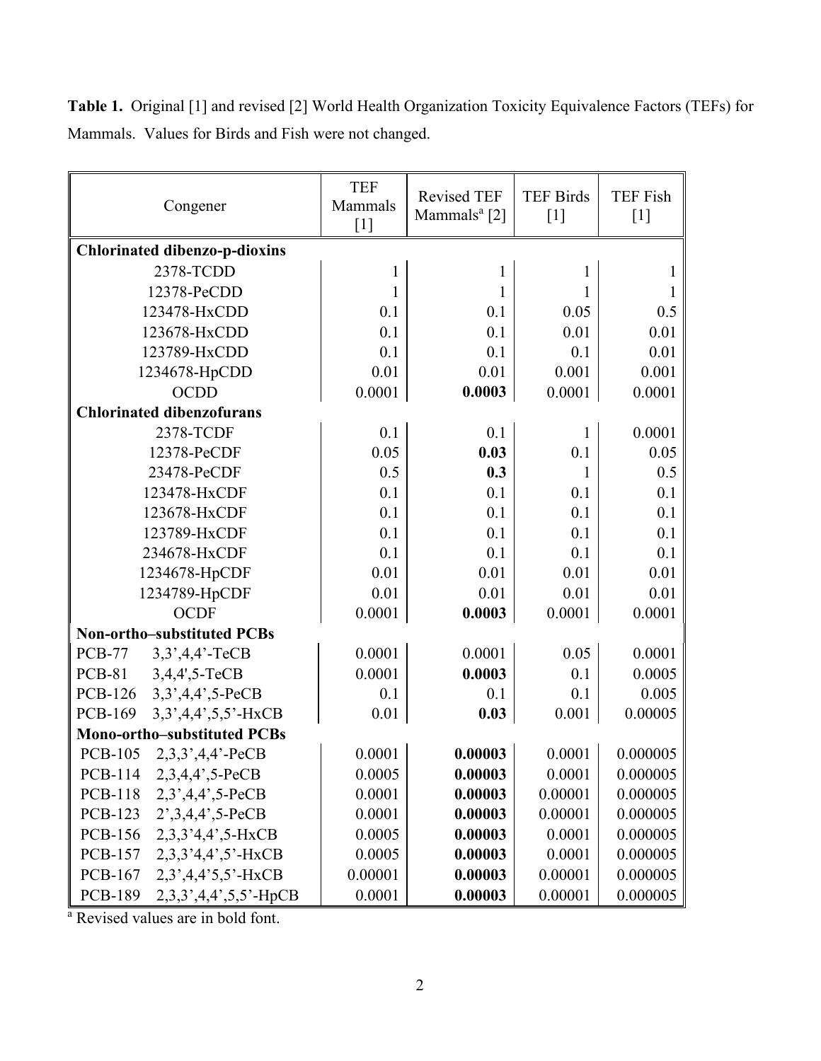**Table 1.** Original [1] and revised [2] World Health Organization Toxicity Equivalence Factors (TEFs) for Mammals. Values for Birds and Fish were not changed.

| Congener | TEF Mammals [1] | Revised TEF Mammals[a] [2] | TEF Birds [1] | TEF Fish [1] |
|---|---|---|---|---|
| **Chlorinated dibenzo-p-dioxins** | | | | |
| 2378-TCDD | 1 | 1 | 1 | 1 |
| 12378-PeCDD | 1 | 1 | 1 | 1 |
| 123478-HxCDD | 0.1 | 0.1 | 0.05 | 0.5 |
| 123678-HxCDD | 0.1 | 0.1 | 0.01 | 0.01 |
| 123789-HxCDD | 0.1 | 0.1 | 0.1 | 0.01 |
| 1234678-HpCDD | 0.01 | 0.01 | 0.001 | 0.001 |
| OCDD | 0.0001 | **0.0003** | 0.0001 | 0.0001 |
| **Chlorinated dibenzofurans** | | | | |
| 2378-TCDF | 0.1 | 0.1 | 1 | 0.0001 |
| 12378-PeCDF | 0.05 | **0.03** | 0.1 | 0.05 |
| 23478-PeCDF | 0.5 | **0.3** | 1 | 0.5 |
| 123478-HxCDF | 0.1 | 0.1 | 0.1 | 0.1 |
| 123678-HxCDF | 0.1 | 0.1 | 0.1 | 0.1 |
| 123789-HxCDF | 0.1 | 0.1 | 0.1 | 0.1 |
| 234678-HxCDF | 0.1 | 0.1 | 0.1 | 0.1 |
| 1234678-HpCDF | 0.01 | 0.01 | 0.01 | 0.01 |
| 1234789-HpCDF | 0.01 | 0.01 | 0.01 | 0.01 |
| OCDF | 0.0001 | **0.0003** | 0.0001 | 0.0001 |
| **Non-ortho–substituted PCBs** | | | | |
| PCB-77 3,3',4,4'-TeCB | 0.0001 | 0.0001 | 0.05 | 0.0001 |
| PCB-81 3,4,4',5-TeCB | 0.0001 | **0.0003** | 0.1 | 0.0005 |
| PCB-126 3,3',4,4',5-PeCB | 0.1 | 0.1 | 0.1 | 0.005 |
| PCB-169 3,3',4,4',5,5'-HxCB | 0.01 | **0.03** | 0.001 | 0.00005 |
| **Mono-ortho–substituted PCBs** | | | | |
| PCB-105 2,3,3',4,4'-PeCB | 0.0001 | **0.00003** | 0.0001 | 0.000005 |
| PCB-114 2,3,4,4',5-PeCB | 0.0005 | **0.00003** | 0.0001 | 0.000005 |
| PCB-118 2,3',4,4',5-PeCB | 0.0001 | **0.00003** | 0.00001 | 0.000005 |
| PCB-123 2',3,4,4',5-PeCB | 0.0001 | **0.00003** | 0.00001 | 0.000005 |
| PCB-156 2,3,3'4,4',5-HxCB | 0.0005 | **0.00003** | 0.0001 | 0.000005 |
| PCB-157 2,3,3'4,4',5'-HxCB | 0.0005 | **0.00003** | 0.0001 | 0.000005 |
| PCB-167 2,3',4,4'5,5'-HxCB | 0.00001 | **0.00003** | 0.00001 | 0.000005 |
| PCB-189 2,3,3',4,4',5,5'-HpCB | 0.0001 | **0.00003** | 0.00001 | 0.000005 |

[a] Revised values are in bold font.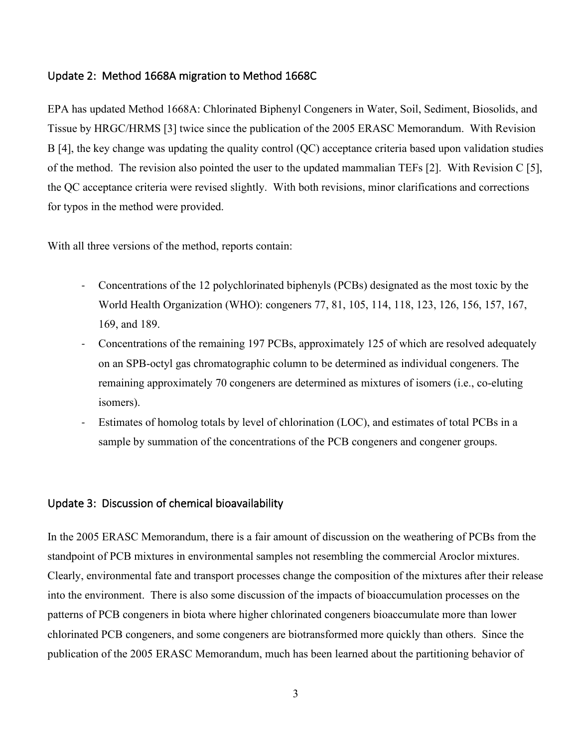## Update 2: Method 1668A migration to Method 1668C

EPA has updated Method 1668A: Chlorinated Biphenyl Congeners in Water, Soil, Sediment, Biosolids, and Tissue by HRGC/HRMS [3] twice since the publication of the 2005 ERASC Memorandum. With Revision B [4], the key change was updating the quality control (QC) acceptance criteria based upon validation studies of the method. The revision also pointed the user to the updated mammalian TEFs [2]. With Revision C [5], the QC acceptance criteria were revised slightly. With both revisions, minor clarifications and corrections for typos in the method were provided.

With all three versions of the method, reports contain:

- Concentrations of the 12 polychlorinated biphenyls (PCBs) designated as the most toxic by the World Health Organization (WHO): congeners 77, 81, 105, 114, 118, 123, 126, 156, 157, 167, 169, and 189.
- Concentrations of the remaining 197 PCBs, approximately 125 of which are resolved adequately on an SPB-octyl gas chromatographic column to be determined as individual congeners. The remaining approximately 70 congeners are determined as mixtures of isomers (i.e., co-eluting isomers).
- Estimates of homolog totals by level of chlorination (LOC), and estimates of total PCBs in a sample by summation of the concentrations of the PCB congeners and congener groups.

## Update 3: Discussion of chemical bioavailability

In the 2005 ERASC Memorandum, there is a fair amount of discussion on the weathering of PCBs from the standpoint of PCB mixtures in environmental samples not resembling the commercial Aroclor mixtures. Clearly, environmental fate and transport processes change the composition of the mixtures after their release into the environment. There is also some discussion of the impacts of bioaccumulation processes on the patterns of PCB congeners in biota where higher chlorinated congeners bioaccumulate more than lower chlorinated PCB congeners, and some congeners are biotransformed more quickly than others. Since the publication of the 2005 ERASC Memorandum, much has been learned about the partitioning behavior of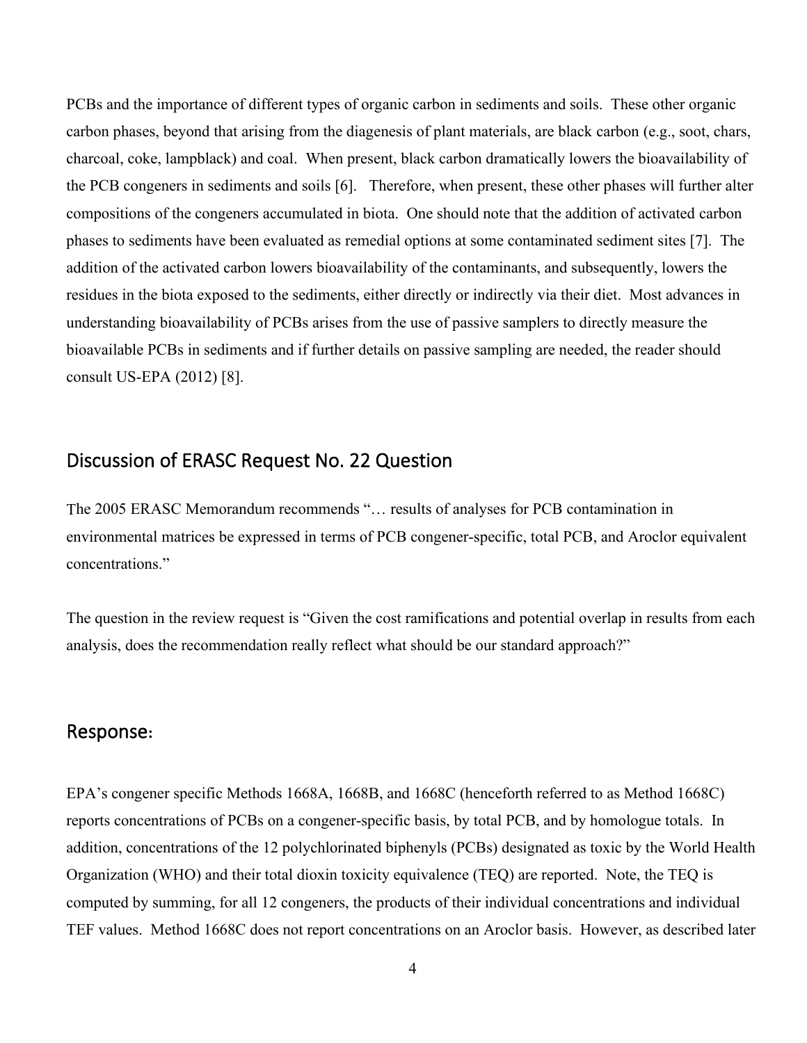PCBs and the importance of different types of organic carbon in sediments and soils. These other organic carbon phases, beyond that arising from the diagenesis of plant materials, are black carbon (e.g., soot, chars, charcoal, coke, lampblack) and coal. When present, black carbon dramatically lowers the bioavailability of the PCB congeners in sediments and soils [6]. Therefore, when present, these other phases will further alter compositions of the congeners accumulated in biota. One should note that the addition of activated carbon phases to sediments have been evaluated as remedial options at some contaminated sediment sites [7]. The addition of the activated carbon lowers bioavailability of the contaminants, and subsequently, lowers the residues in the biota exposed to the sediments, either directly or indirectly via their diet. Most advances in understanding bioavailability of PCBs arises from the use of passive samplers to directly measure the bioavailable PCBs in sediments and if further details on passive sampling are needed, the reader should consult US-EPA (2012) [8].

## Discussion of ERASC Request No. 22 Question

The 2005 ERASC Memorandum recommends "… results of analyses for PCB contamination in environmental matrices be expressed in terms of PCB congener-specific, total PCB, and Aroclor equivalent concentrations."

The question in the review request is "Given the cost ramifications and potential overlap in results from each analysis, does the recommendation really reflect what should be our standard approach?"

## Response:

EPA's congener specific Methods 1668A, 1668B, and 1668C (henceforth referred to as Method 1668C) reports concentrations of PCBs on a congener-specific basis, by total PCB, and by homologue totals. In addition, concentrations of the 12 polychlorinated biphenyls (PCBs) designated as toxic by the World Health Organization (WHO) and their total dioxin toxicity equivalence (TEQ) are reported. Note, the TEQ is computed by summing, for all 12 congeners, the products of their individual concentrations and individual TEF values. Method 1668C does not report concentrations on an Aroclor basis. However, as described later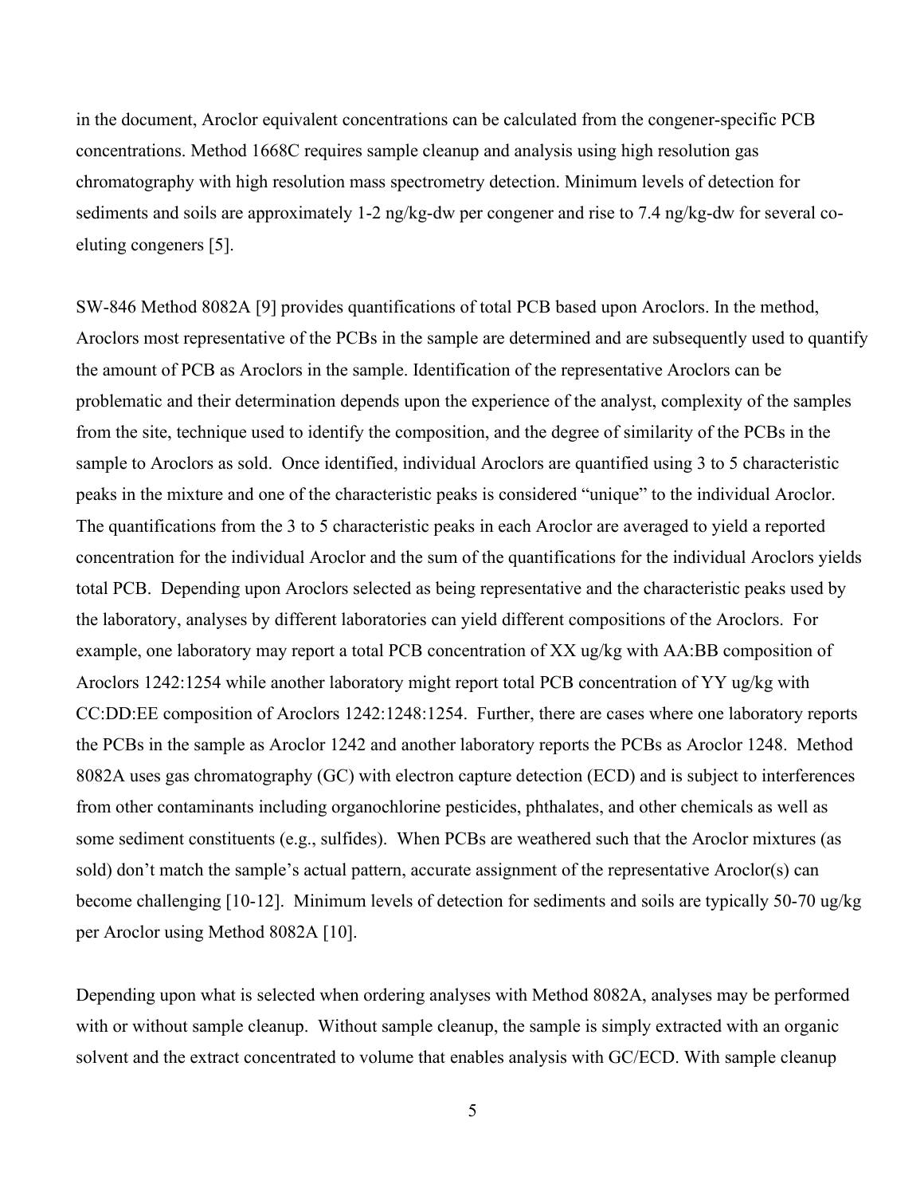in the document, Aroclor equivalent concentrations can be calculated from the congener-specific PCB concentrations. Method 1668C requires sample cleanup and analysis using high resolution gas chromatography with high resolution mass spectrometry detection. Minimum levels of detection for sediments and soils are approximately 1-2 ng/kg-dw per congener and rise to 7.4 ng/kg-dw for several co-eluting congeners [5].

SW-846 Method 8082A [9] provides quantifications of total PCB based upon Aroclors. In the method, Aroclors most representative of the PCBs in the sample are determined and are subsequently used to quantify the amount of PCB as Aroclors in the sample. Identification of the representative Aroclors can be problematic and their determination depends upon the experience of the analyst, complexity of the samples from the site, technique used to identify the composition, and the degree of similarity of the PCBs in the sample to Aroclors as sold. Once identified, individual Aroclors are quantified using 3 to 5 characteristic peaks in the mixture and one of the characteristic peaks is considered "unique" to the individual Aroclor. The quantifications from the 3 to 5 characteristic peaks in each Aroclor are averaged to yield a reported concentration for the individual Aroclor and the sum of the quantifications for the individual Aroclors yields total PCB. Depending upon Aroclors selected as being representative and the characteristic peaks used by the laboratory, analyses by different laboratories can yield different compositions of the Aroclors. For example, one laboratory may report a total PCB concentration of XX ug/kg with AA:BB composition of Aroclors 1242:1254 while another laboratory might report total PCB concentration of YY ug/kg with CC:DD:EE composition of Aroclors 1242:1248:1254. Further, there are cases where one laboratory reports the PCBs in the sample as Aroclor 1242 and another laboratory reports the PCBs as Aroclor 1248. Method 8082A uses gas chromatography (GC) with electron capture detection (ECD) and is subject to interferences from other contaminants including organochlorine pesticides, phthalates, and other chemicals as well as some sediment constituents (e.g., sulfides). When PCBs are weathered such that the Aroclor mixtures (as sold) don't match the sample's actual pattern, accurate assignment of the representative Aroclor(s) can become challenging [10-12]. Minimum levels of detection for sediments and soils are typically 50-70 ug/kg per Aroclor using Method 8082A [10].

Depending upon what is selected when ordering analyses with Method 8082A, analyses may be performed with or without sample cleanup. Without sample cleanup, the sample is simply extracted with an organic solvent and the extract concentrated to volume that enables analysis with GC/ECD. With sample cleanup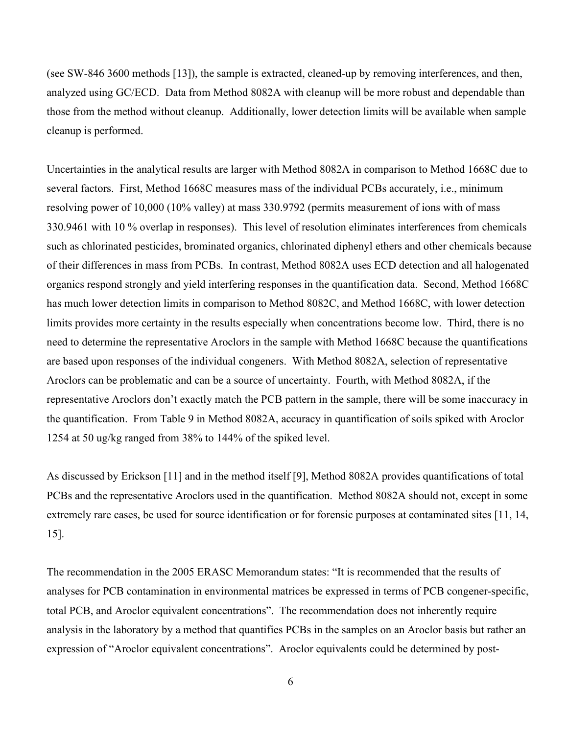(see SW-846 3600 methods [13]), the sample is extracted, cleaned-up by removing interferences, and then, analyzed using GC/ECD. Data from Method 8082A with cleanup will be more robust and dependable than those from the method without cleanup. Additionally, lower detection limits will be available when sample cleanup is performed.

Uncertainties in the analytical results are larger with Method 8082A in comparison to Method 1668C due to several factors. First, Method 1668C measures mass of the individual PCBs accurately, i.e., minimum resolving power of 10,000 (10% valley) at mass 330.9792 (permits measurement of ions with of mass 330.9461 with 10 % overlap in responses). This level of resolution eliminates interferences from chemicals such as chlorinated pesticides, brominated organics, chlorinated diphenyl ethers and other chemicals because of their differences in mass from PCBs. In contrast, Method 8082A uses ECD detection and all halogenated organics respond strongly and yield interfering responses in the quantification data. Second, Method 1668C has much lower detection limits in comparison to Method 8082C, and Method 1668C, with lower detection limits provides more certainty in the results especially when concentrations become low. Third, there is no need to determine the representative Aroclors in the sample with Method 1668C because the quantifications are based upon responses of the individual congeners. With Method 8082A, selection of representative Aroclors can be problematic and can be a source of uncertainty. Fourth, with Method 8082A, if the representative Aroclors don't exactly match the PCB pattern in the sample, there will be some inaccuracy in the quantification. From Table 9 in Method 8082A, accuracy in quantification of soils spiked with Aroclor 1254 at 50 ug/kg ranged from 38% to 144% of the spiked level.

As discussed by Erickson [11] and in the method itself [9], Method 8082A provides quantifications of total PCBs and the representative Aroclors used in the quantification. Method 8082A should not, except in some extremely rare cases, be used for source identification or for forensic purposes at contaminated sites [11, 14, 15].

The recommendation in the 2005 ERASC Memorandum states: "It is recommended that the results of analyses for PCB contamination in environmental matrices be expressed in terms of PCB congener-specific, total PCB, and Aroclor equivalent concentrations". The recommendation does not inherently require analysis in the laboratory by a method that quantifies PCBs in the samples on an Aroclor basis but rather an expression of "Aroclor equivalent concentrations". Aroclor equivalents could be determined by post-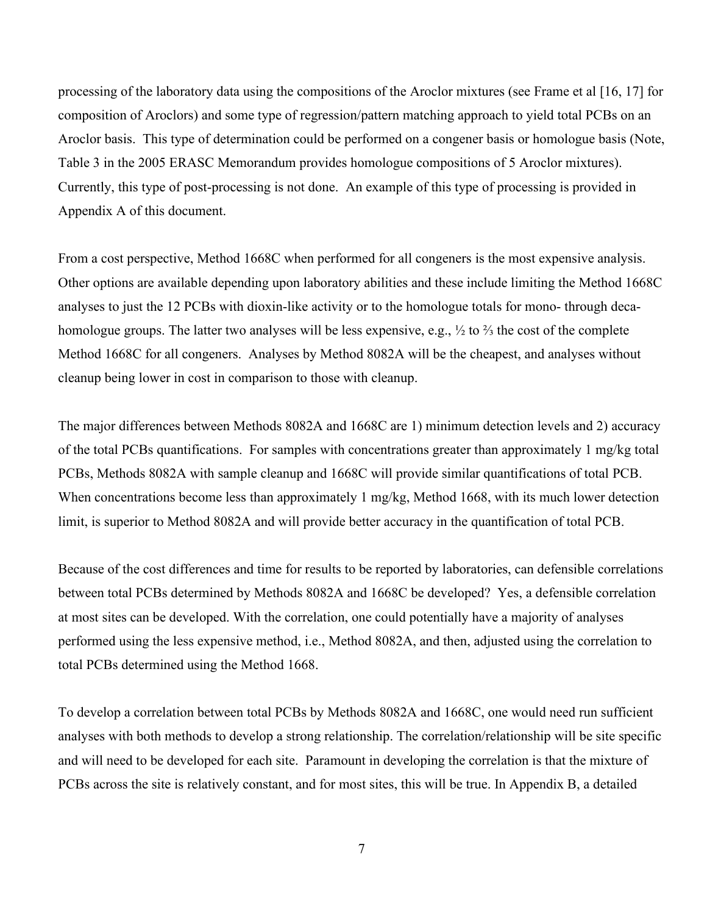processing of the laboratory data using the compositions of the Aroclor mixtures (see Frame et al [16, 17] for composition of Aroclors) and some type of regression/pattern matching approach to yield total PCBs on an Aroclor basis. This type of determination could be performed on a congener basis or homologue basis (Note, Table 3 in the 2005 ERASC Memorandum provides homologue compositions of 5 Aroclor mixtures). Currently, this type of post-processing is not done. An example of this type of processing is provided in Appendix A of this document.

From a cost perspective, Method 1668C when performed for all congeners is the most expensive analysis. Other options are available depending upon laboratory abilities and these include limiting the Method 1668C analyses to just the 12 PCBs with dioxin-like activity or to the homologue totals for mono- through deca-homologue groups. The latter two analyses will be less expensive, e.g., ½ to ⅔ the cost of the complete Method 1668C for all congeners. Analyses by Method 8082A will be the cheapest, and analyses without cleanup being lower in cost in comparison to those with cleanup.

The major differences between Methods 8082A and 1668C are 1) minimum detection levels and 2) accuracy of the total PCBs quantifications. For samples with concentrations greater than approximately 1 mg/kg total PCBs, Methods 8082A with sample cleanup and 1668C will provide similar quantifications of total PCB. When concentrations become less than approximately 1 mg/kg, Method 1668, with its much lower detection limit, is superior to Method 8082A and will provide better accuracy in the quantification of total PCB.

Because of the cost differences and time for results to be reported by laboratories, can defensible correlations between total PCBs determined by Methods 8082A and 1668C be developed? Yes, a defensible correlation at most sites can be developed. With the correlation, one could potentially have a majority of analyses performed using the less expensive method, i.e., Method 8082A, and then, adjusted using the correlation to total PCBs determined using the Method 1668.

To develop a correlation between total PCBs by Methods 8082A and 1668C, one would need run sufficient analyses with both methods to develop a strong relationship. The correlation/relationship will be site specific and will need to be developed for each site. Paramount in developing the correlation is that the mixture of PCBs across the site is relatively constant, and for most sites, this will be true. In Appendix B, a detailed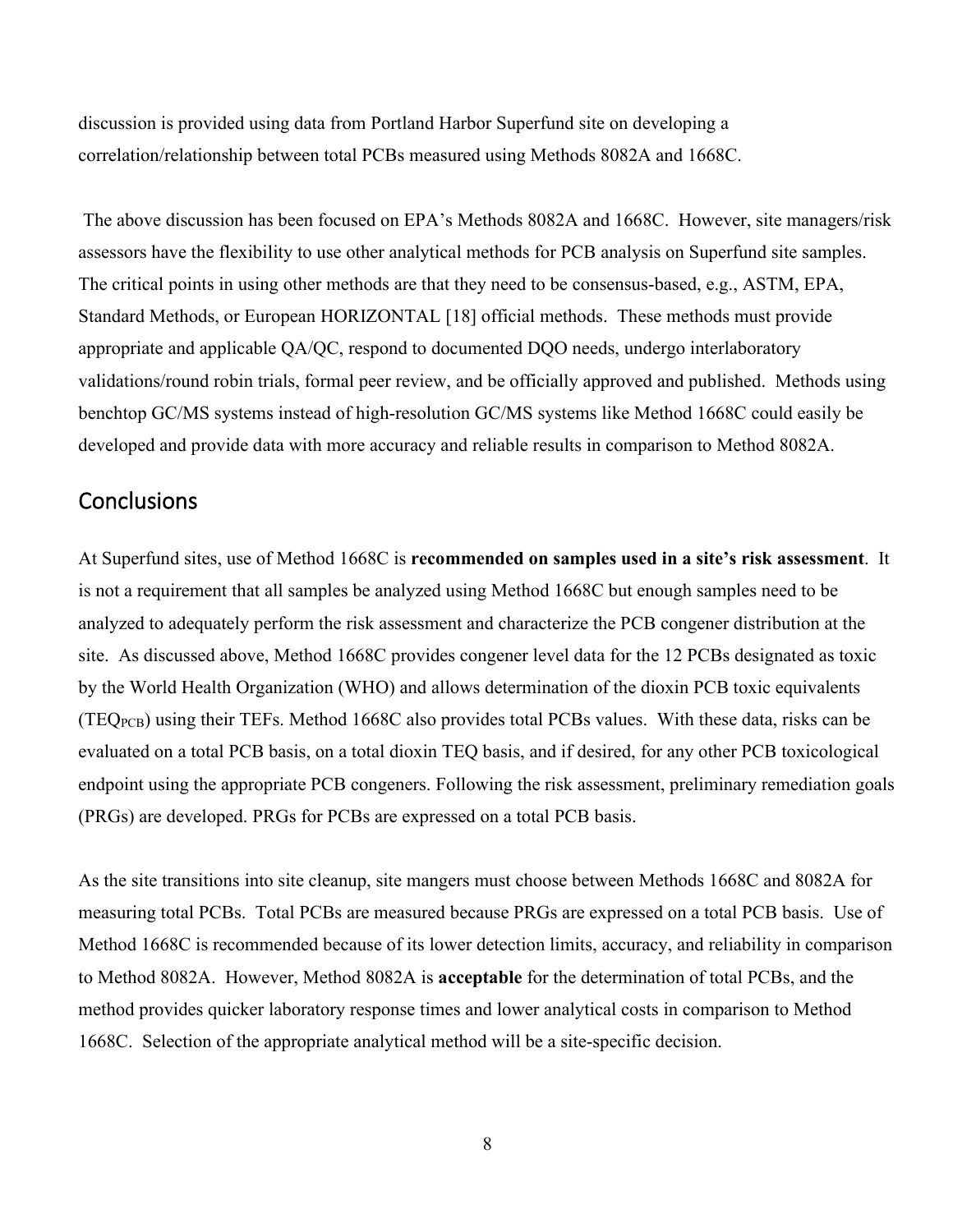discussion is provided using data from Portland Harbor Superfund site on developing a correlation/relationship between total PCBs measured using Methods 8082A and 1668C.

The above discussion has been focused on EPA's Methods 8082A and 1668C. However, site managers/risk assessors have the flexibility to use other analytical methods for PCB analysis on Superfund site samples. The critical points in using other methods are that they need to be consensus-based, e.g., ASTM, EPA, Standard Methods, or European HORIZONTAL [18] official methods. These methods must provide appropriate and applicable QA/QC, respond to documented DQO needs, undergo interlaboratory validations/round robin trials, formal peer review, and be officially approved and published. Methods using benchtop GC/MS systems instead of high-resolution GC/MS systems like Method 1668C could easily be developed and provide data with more accuracy and reliable results in comparison to Method 8082A.

## Conclusions

At Superfund sites, use of Method 1668C is **recommended on samples used in a site's risk assessment**. It is not a requirement that all samples be analyzed using Method 1668C but enough samples need to be analyzed to adequately perform the risk assessment and characterize the PCB congener distribution at the site. As discussed above, Method 1668C provides congener level data for the 12 PCBs designated as toxic by the World Health Organization (WHO) and allows determination of the dioxin PCB toxic equivalents ($TEQ_{PCB}$) using their TEFs. Method 1668C also provides total PCBs values. With these data, risks can be evaluated on a total PCB basis, on a total dioxin TEQ basis, and if desired, for any other PCB toxicological endpoint using the appropriate PCB congeners. Following the risk assessment, preliminary remediation goals (PRGs) are developed. PRGs for PCBs are expressed on a total PCB basis.

As the site transitions into site cleanup, site mangers must choose between Methods 1668C and 8082A for measuring total PCBs. Total PCBs are measured because PRGs are expressed on a total PCB basis. Use of Method 1668C is recommended because of its lower detection limits, accuracy, and reliability in comparison to Method 8082A. However, Method 8082A is **acceptable** for the determination of total PCBs, and the method provides quicker laboratory response times and lower analytical costs in comparison to Method 1668C. Selection of the appropriate analytical method will be a site-specific decision.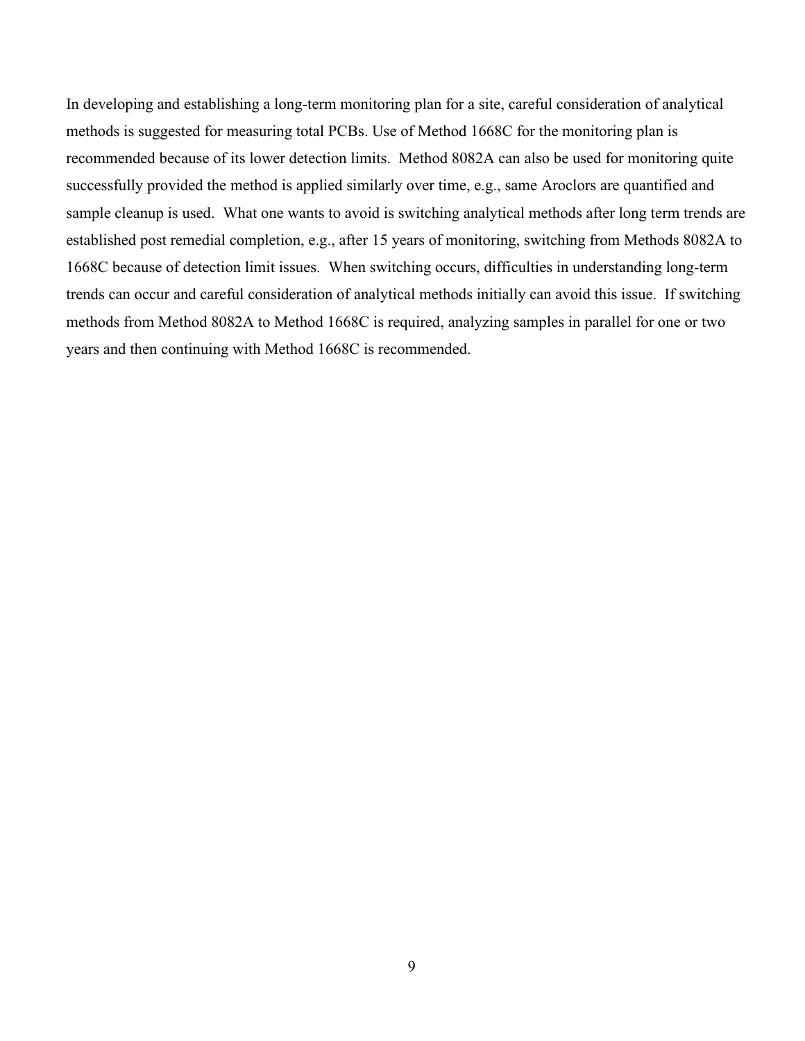In developing and establishing a long-term monitoring plan for a site, careful consideration of analytical methods is suggested for measuring total PCBs. Use of Method 1668C for the monitoring plan is recommended because of its lower detection limits. Method 8082A can also be used for monitoring quite successfully provided the method is applied similarly over time, e.g., same Aroclors are quantified and sample cleanup is used. What one wants to avoid is switching analytical methods after long term trends are established post remedial completion, e.g., after 15 years of monitoring, switching from Methods 8082A to 1668C because of detection limit issues. When switching occurs, difficulties in understanding long-term trends can occur and careful consideration of analytical methods initially can avoid this issue. If switching methods from Method 8082A to Method 1668C is required, analyzing samples in parallel for one or two years and then continuing with Method 1668C is recommended.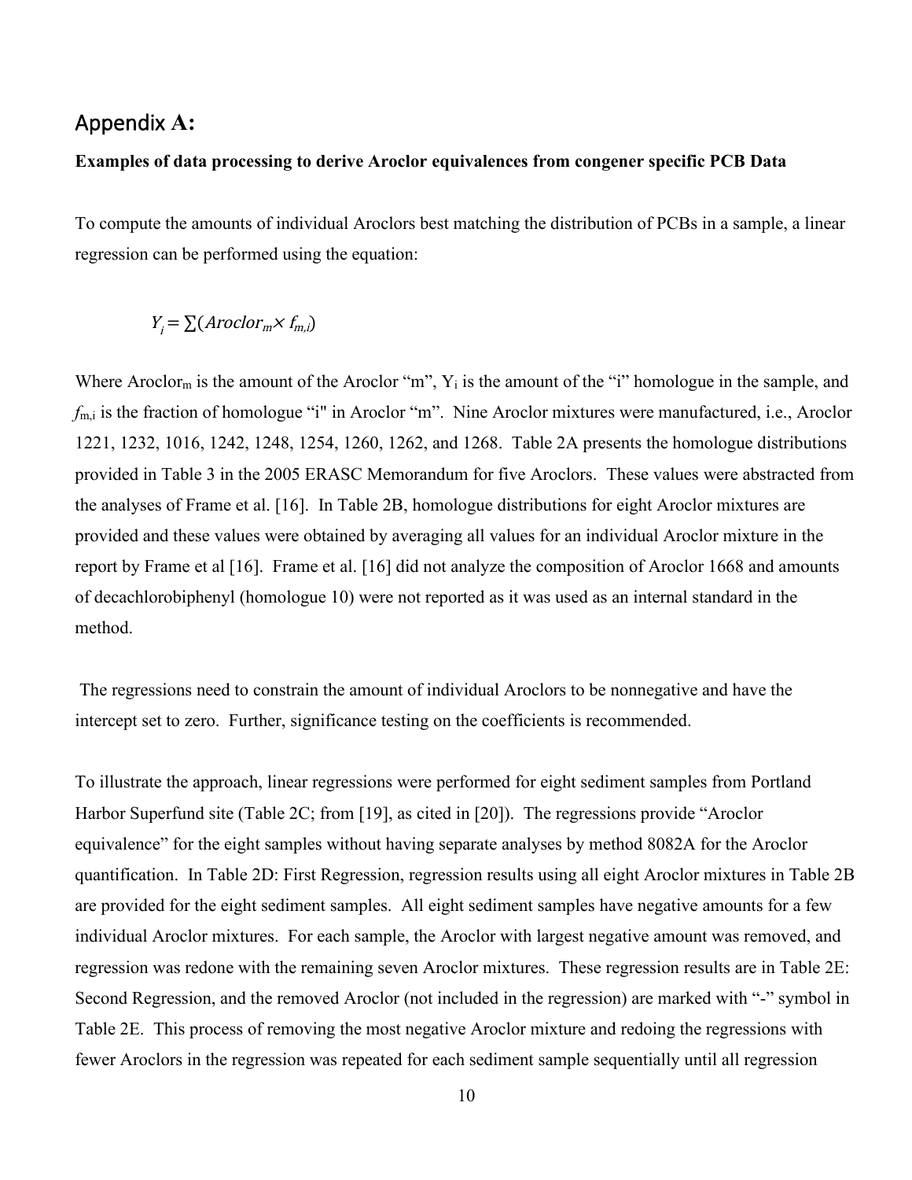## Appendix A:

**Examples of data processing to derive Aroclor equivalences from congener specific PCB Data**

To compute the amounts of individual Aroclors best matching the distribution of PCBs in a sample, a linear regression can be performed using the equation:

$$Y_i = \sum(Aroclor_m \times f_{m,i})$$

Where $Aroclor_m$ is the amount of the Aroclor "m", $Y_i$ is the amount of the "i" homologue in the sample, and $f_{m,i}$ is the fraction of homologue "i" in Aroclor "m". Nine Aroclor mixtures were manufactured, i.e., Aroclor 1221, 1232, 1016, 1242, 1248, 1254, 1260, 1262, and 1268. Table 2A presents the homologue distributions provided in Table 3 in the 2005 ERASC Memorandum for five Aroclors. These values were abstracted from the analyses of Frame et al. [16]. In Table 2B, homologue distributions for eight Aroclor mixtures are provided and these values were obtained by averaging all values for an individual Aroclor mixture in the report by Frame et al [16]. Frame et al. [16] did not analyze the composition of Aroclor 1668 and amounts of decachlorobiphenyl (homologue 10) were not reported as it was used as an internal standard in the method.

The regressions need to constrain the amount of individual Aroclors to be nonnegative and have the intercept set to zero. Further, significance testing on the coefficients is recommended.

To illustrate the approach, linear regressions were performed for eight sediment samples from Portland Harbor Superfund site (Table 2C; from [19], as cited in [20]). The regressions provide "Aroclor equivalence" for the eight samples without having separate analyses by method 8082A for the Aroclor quantification. In Table 2D: First Regression, regression results using all eight Aroclor mixtures in Table 2B are provided for the eight sediment samples. All eight sediment samples have negative amounts for a few individual Aroclor mixtures. For each sample, the Aroclor with largest negative amount was removed, and regression was redone with the remaining seven Aroclor mixtures. These regression results are in Table 2E: Second Regression, and the removed Aroclor (not included in the regression) are marked with "-" symbol in Table 2E. This process of removing the most negative Aroclor mixture and redoing the regressions with fewer Aroclors in the regression was repeated for each sediment sample sequentially until all regression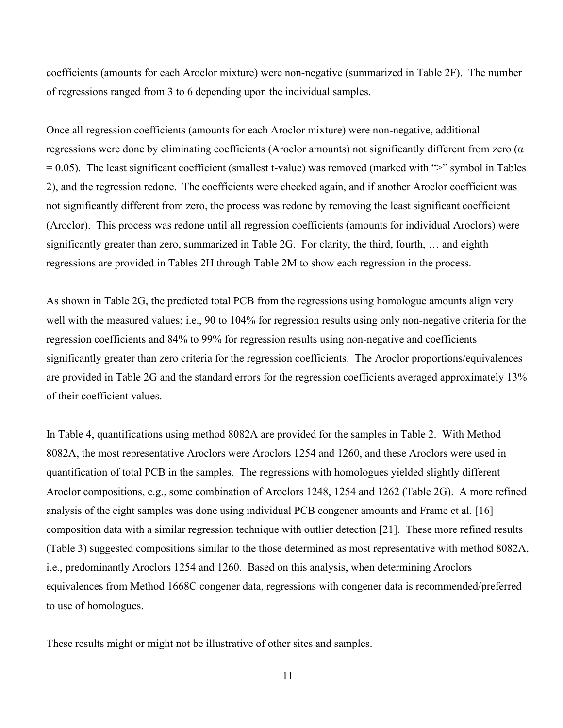coefficients (amounts for each Aroclor mixture) were non-negative (summarized in Table 2F). The number of regressions ranged from 3 to 6 depending upon the individual samples.

Once all regression coefficients (amounts for each Aroclor mixture) were non-negative, additional regressions were done by eliminating coefficients (Aroclor amounts) not significantly different from zero ($\alpha = 0.05$). The least significant coefficient (smallest t-value) was removed (marked with ">" symbol in Tables 2), and the regression redone. The coefficients were checked again, and if another Aroclor coefficient was not significantly different from zero, the process was redone by removing the least significant coefficient (Aroclor). This process was redone until all regression coefficients (amounts for individual Aroclors) were significantly greater than zero, summarized in Table 2G. For clarity, the third, fourth, … and eighth regressions are provided in Tables 2H through Table 2M to show each regression in the process.

As shown in Table 2G, the predicted total PCB from the regressions using homologue amounts align very well with the measured values; i.e., 90 to 104% for regression results using only non-negative criteria for the regression coefficients and 84% to 99% for regression results using non-negative and coefficients significantly greater than zero criteria for the regression coefficients. The Aroclor proportions/equivalences are provided in Table 2G and the standard errors for the regression coefficients averaged approximately 13% of their coefficient values.

In Table 4, quantifications using method 8082A are provided for the samples in Table 2. With Method 8082A, the most representative Aroclors were Aroclors 1254 and 1260, and these Aroclors were used in quantification of total PCB in the samples. The regressions with homologues yielded slightly different Aroclor compositions, e.g., some combination of Aroclors 1248, 1254 and 1262 (Table 2G). A more refined analysis of the eight samples was done using individual PCB congener amounts and Frame et al. [16] composition data with a similar regression technique with outlier detection [21]. These more refined results (Table 3) suggested compositions similar to the those determined as most representative with method 8082A, i.e., predominantly Aroclors 1254 and 1260. Based on this analysis, when determining Aroclors equivalences from Method 1668C congener data, regressions with congener data is recommended/preferred to use of homologues.

These results might or might not be illustrative of other sites and samples.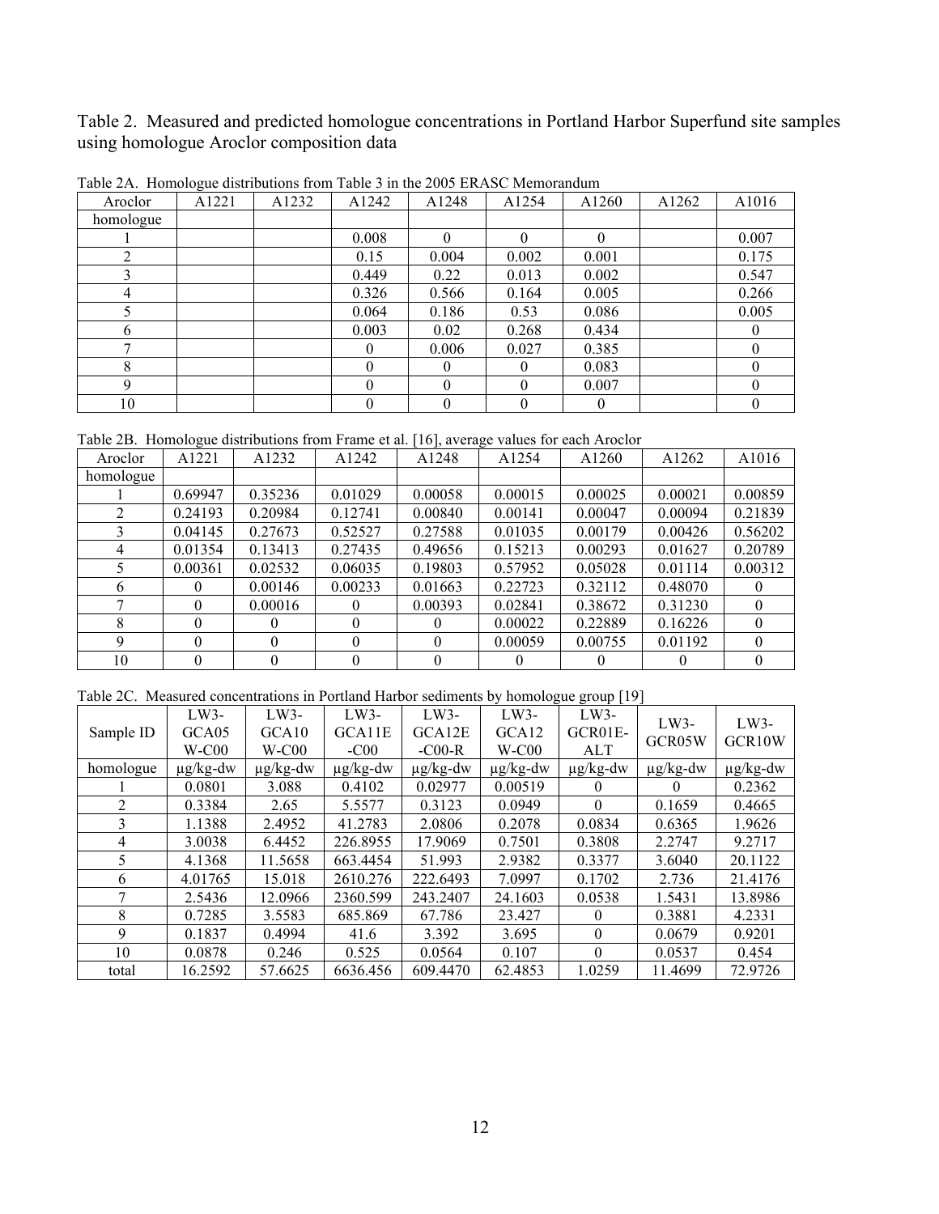Table 2. Measured and predicted homologue concentrations in Portland Harbor Superfund site samples using homologue Aroclor composition data

Table 2A. Homologue distributions from Table 3 in the 2005 ERASC Memorandum

| Aroclor | A1221 | A1232 | A1242 | A1248 | A1254 | A1260 | A1262 | A1016 |
|---|---|---|---|---|---|---|---|---|
| homologue | | | | | | | | |
| 1 | | | 0.008 | 0 | 0 | 0 | | 0.007 |
| 2 | | | 0.15 | 0.004 | 0.002 | 0.001 | | 0.175 |
| 3 | | | 0.449 | 0.22 | 0.013 | 0.002 | | 0.547 |
| 4 | | | 0.326 | 0.566 | 0.164 | 0.005 | | 0.266 |
| 5 | | | 0.064 | 0.186 | 0.53 | 0.086 | | 0.005 |
| 6 | | | 0.003 | 0.02 | 0.268 | 0.434 | | 0 |
| 7 | | | 0 | 0.006 | 0.027 | 0.385 | | 0 |
| 8 | | | 0 | 0 | 0 | 0.083 | | 0 |
| 9 | | | 0 | 0 | 0 | 0.007 | | 0 |
| 10 | | | 0 | 0 | 0 | 0 | | 0 |

Table 2B. Homologue distributions from Frame et al. [16], average values for each Aroclor

| Aroclor | A1221 | A1232 | A1242 | A1248 | A1254 | A1260 | A1262 | A1016 |
|---|---|---|---|---|---|---|---|---|
| homologue | | | | | | | | |
| 1 | 0.69947 | 0.35236 | 0.01029 | 0.00058 | 0.00015 | 0.00025 | 0.00021 | 0.00859 |
| 2 | 0.24193 | 0.20984 | 0.12741 | 0.00840 | 0.00141 | 0.00047 | 0.00094 | 0.21839 |
| 3 | 0.04145 | 0.27673 | 0.52527 | 0.27588 | 0.01035 | 0.00179 | 0.00426 | 0.56202 |
| 4 | 0.01354 | 0.13413 | 0.27435 | 0.49656 | 0.15213 | 0.00293 | 0.01627 | 0.20789 |
| 5 | 0.00361 | 0.02532 | 0.06035 | 0.19803 | 0.57952 | 0.05028 | 0.01114 | 0.00312 |
| 6 | 0 | 0.00146 | 0.00233 | 0.01663 | 0.22723 | 0.32112 | 0.48070 | 0 |
| 7 | 0 | 0.00016 | 0 | 0.00393 | 0.02841 | 0.38672 | 0.31230 | 0 |
| 8 | 0 | 0 | 0 | 0 | 0.00022 | 0.22889 | 0.16226 | 0 |
| 9 | 0 | 0 | 0 | 0 | 0.00059 | 0.00755 | 0.01192 | 0 |
| 10 | 0 | 0 | 0 | 0 | 0 | 0 | 0 | 0 |

Table 2C. Measured concentrations in Portland Harbor sediments by homologue group [19]

| Sample ID | LW3-GCA05 W-C00 | LW3-GCA10 W-C00 | LW3-GCA11E -C00 | LW3-GCA12E -C00-R | LW3-GCA12 W-C00 | LW3-GCR01E-ALT | LW3-GCR05W | LW3-GCR10W |
|---|---|---|---|---|---|---|---|---|
| homologue | μg/kg-dw | μg/kg-dw | μg/kg-dw | μg/kg-dw | μg/kg-dw | μg/kg-dw | μg/kg-dw | μg/kg-dw |
| 1 | 0.0801 | 3.088 | 0.4102 | 0.02977 | 0.00519 | 0 | 0 | 0.2362 |
| 2 | 0.3384 | 2.65 | 5.5577 | 0.3123 | 0.0949 | 0 | 0.1659 | 0.4665 |
| 3 | 1.1388 | 2.4952 | 41.2783 | 2.0806 | 0.2078 | 0.0834 | 0.6365 | 1.9626 |
| 4 | 3.0038 | 6.4452 | 226.8955 | 17.9069 | 0.7501 | 0.3808 | 2.2747 | 9.2717 |
| 5 | 4.1368 | 11.5658 | 663.4454 | 51.993 | 2.9382 | 0.3377 | 3.6040 | 20.1122 |
| 6 | 4.01765 | 15.018 | 2610.276 | 222.6493 | 7.0997 | 0.1702 | 2.736 | 21.4176 |
| 7 | 2.5436 | 12.0966 | 2360.599 | 243.2407 | 24.1603 | 0.0538 | 1.5431 | 13.8986 |
| 8 | 0.7285 | 3.5583 | 685.869 | 67.786 | 23.427 | 0 | 0.3881 | 4.2331 |
| 9 | 0.1837 | 0.4994 | 41.6 | 3.392 | 3.695 | 0 | 0.0679 | 0.9201 |
| 10 | 0.0878 | 0.246 | 0.525 | 0.0564 | 0.107 | 0 | 0.0537 | 0.454 |
| total | 16.2592 | 57.6625 | 6636.456 | 609.4470 | 62.4853 | 1.0259 | 11.4699 | 72.9726 |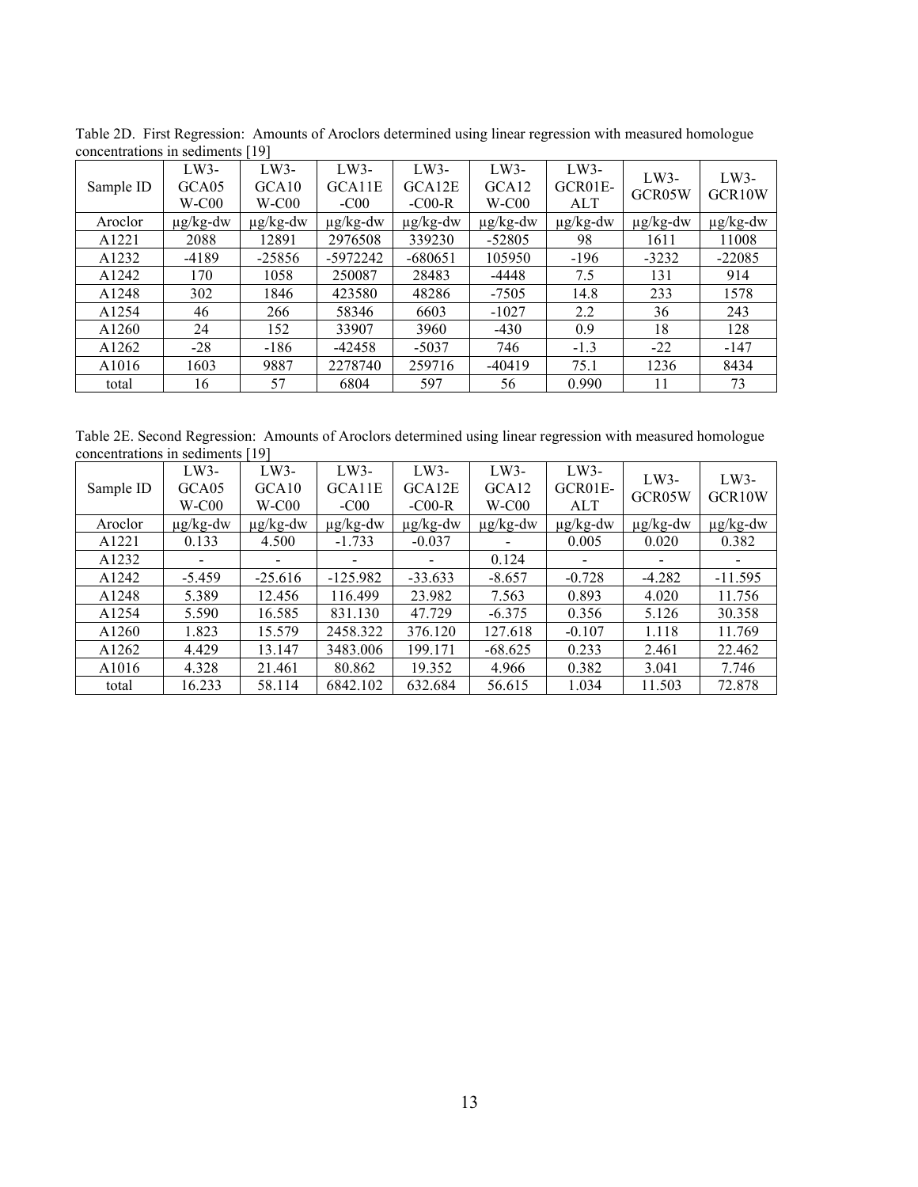Table 2D. First Regression: Amounts of Aroclors determined using linear regression with measured homologue concentrations in sediments [19]

| Sample ID | LW3-GCA05 W-C00 | LW3-GCA10 W-C00 | LW3-GCA11E -C00 | LW3-GCA12E -C00-R | LW3-GCA12 W-C00 | LW3-GCR01E-ALT | LW3-GCR05W | LW3-GCR10W |
|---|---|---|---|---|---|---|---|---|
| Aroclor | μg/kg-dw | μg/kg-dw | μg/kg-dw | μg/kg-dw | μg/kg-dw | μg/kg-dw | μg/kg-dw | μg/kg-dw |
| A1221 | 2088 | 12891 | 2976508 | 339230 | -52805 | 98 | 1611 | 11008 |
| A1232 | -4189 | -25856 | -5972242 | -680651 | 105950 | -196 | -3232 | -22085 |
| A1242 | 170 | 1058 | 250087 | 28483 | -4448 | 7.5 | 131 | 914 |
| A1248 | 302 | 1846 | 423580 | 48286 | -7505 | 14.8 | 233 | 1578 |
| A1254 | 46 | 266 | 58346 | 6603 | -1027 | 2.2 | 36 | 243 |
| A1260 | 24 | 152 | 33907 | 3960 | -430 | 0.9 | 18 | 128 |
| A1262 | -28 | -186 | -42458 | -5037 | 746 | -1.3 | -22 | -147 |
| A1016 | 1603 | 9887 | 2278740 | 259716 | -40419 | 75.1 | 1236 | 8434 |
| total | 16 | 57 | 6804 | 597 | 56 | 0.990 | 11 | 73 |

Table 2E. Second Regression: Amounts of Aroclors determined using linear regression with measured homologue concentrations in sediments [19]

| Sample ID | LW3-GCA05 W-C00 | LW3-GCA10 W-C00 | LW3-GCA11E -C00 | LW3-GCA12E -C00-R | LW3-GCA12 W-C00 | LW3-GCR01E-ALT | LW3-GCR05W | LW3-GCR10W |
|---|---|---|---|---|---|---|---|---|
| Aroclor | μg/kg-dw | μg/kg-dw | μg/kg-dw | μg/kg-dw | μg/kg-dw | μg/kg-dw | μg/kg-dw | μg/kg-dw |
| A1221 | 0.133 | 4.500 | -1.733 | -0.037 | - | 0.005 | 0.020 | 0.382 |
| A1232 | - | - | - | - | 0.124 | - | - | - |
| A1242 | -5.459 | -25.616 | -125.982 | -33.633 | -8.657 | -0.728 | -4.282 | -11.595 |
| A1248 | 5.389 | 12.456 | 116.499 | 23.982 | 7.563 | 0.893 | 4.020 | 11.756 |
| A1254 | 5.590 | 16.585 | 831.130 | 47.729 | -6.375 | 0.356 | 5.126 | 30.358 |
| A1260 | 1.823 | 15.579 | 2458.322 | 376.120 | 127.618 | -0.107 | 1.118 | 11.769 |
| A1262 | 4.429 | 13.147 | 3483.006 | 199.171 | -68.625 | 0.233 | 2.461 | 22.462 |
| A1016 | 4.328 | 21.461 | 80.862 | 19.352 | 4.966 | 0.382 | 3.041 | 7.746 |
| total | 16.233 | 58.114 | 6842.102 | 632.684 | 56.615 | 1.034 | 11.503 | 72.878 |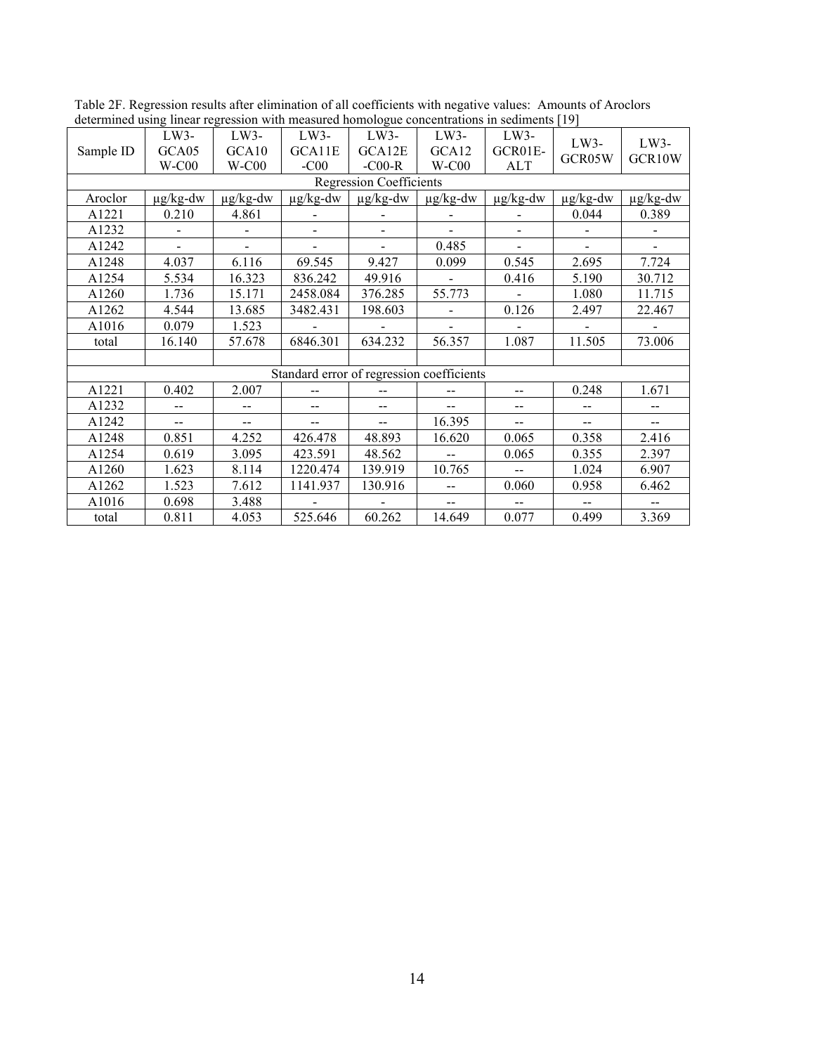Table 2F. Regression results after elimination of all coefficients with negative values: Amounts of Aroclors determined using linear regression with measured homologue concentrations in sediments [19]

| Sample ID | LW3-GCA05W-C00 | LW3-GCA10W-C00 | LW3-GCA11E-C00 | LW3-GCA12E-C00-R | LW3-GCA12W-C00 | LW3-GCR01E-ALT | LW3-GCR05W | LW3-GCR10W |
|---|---|---|---|---|---|---|---|---|
| Regression Coefficients | | | | | | | | |
| Aroclor | µg/kg-dw | µg/kg-dw | µg/kg-dw | µg/kg-dw | µg/kg-dw | µg/kg-dw | µg/kg-dw | µg/kg-dw |
| A1221 | 0.210 | 4.861 | - | - | - | - | 0.044 | 0.389 |
| A1232 | - | - | - | - | - | - | - | - |
| A1242 | - | - | - | - | 0.485 | - | - | - |
| A1248 | 4.037 | 6.116 | 69.545 | 9.427 | 0.099 | 0.545 | 2.695 | 7.724 |
| A1254 | 5.534 | 16.323 | 836.242 | 49.916 | - | 0.416 | 5.190 | 30.712 |
| A1260 | 1.736 | 15.171 | 2458.084 | 376.285 | 55.773 | - | 1.080 | 11.715 |
| A1262 | 4.544 | 13.685 | 3482.431 | 198.603 | - | 0.126 | 2.497 | 22.467 |
| A1016 | 0.079 | 1.523 | - | - | - | - | - | - |
| total | 16.140 | 57.678 | 6846.301 | 634.232 | 56.357 | 1.087 | 11.505 | 73.006 |
| | | | | | | | | |
| Standard error of regression coefficients | | | | | | | | |
| A1221 | 0.402 | 2.007 | -- | -- | -- | -- | 0.248 | 1.671 |
| A1232 | -- | -- | -- | -- | -- | -- | -- | -- |
| A1242 | -- | -- | -- | -- | 16.395 | -- | -- | -- |
| A1248 | 0.851 | 4.252 | 426.478 | 48.893 | 16.620 | 0.065 | 0.358 | 2.416 |
| A1254 | 0.619 | 3.095 | 423.591 | 48.562 | -- | 0.065 | 0.355 | 2.397 |
| A1260 | 1.623 | 8.114 | 1220.474 | 139.919 | 10.765 | -- | 1.024 | 6.907 |
| A1262 | 1.523 | 7.612 | 1141.937 | 130.916 | -- | 0.060 | 0.958 | 6.462 |
| A1016 | 0.698 | 3.488 | - | - | -- | -- | -- | -- |
| total | 0.811 | 4.053 | 525.646 | 60.262 | 14.649 | 0.077 | 0.499 | 3.369 |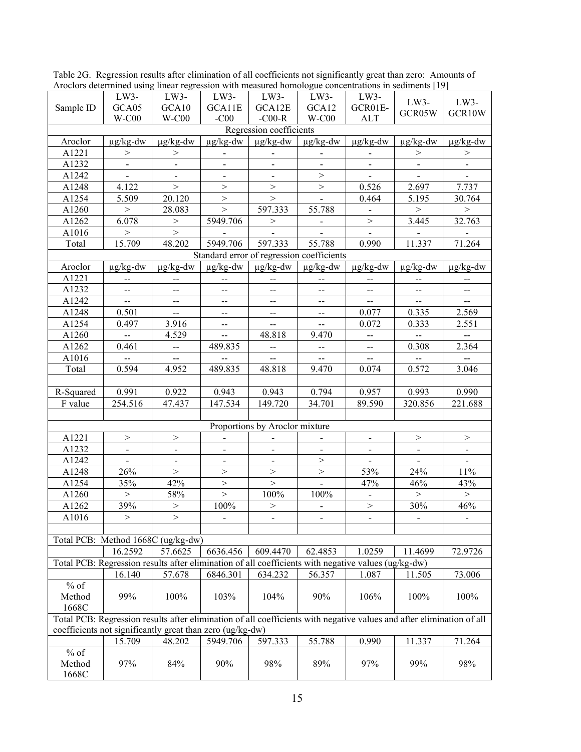Table 2G. Regression results after elimination of all coefficients not significantly great than zero: Amounts of Aroclors determined using linear regression with measured homologue concentrations in sediments [19]

| Sample ID | LW3-GCA05W-C00 | LW3-GCA10W-C00 | LW3-GCA11E-C00 | LW3-GCA12E-C00-R | LW3-GCA12W-C00 | LW3-GCR01E-ALT | LW3-GCR05W | LW3-GCR10W |
|---|---|---|---|---|---|---|---|---|
| Regression coefficients | | | | | | | | |
| Aroclor | μg/kg-dw | μg/kg-dw | μg/kg-dw | μg/kg-dw | μg/kg-dw | μg/kg-dw | μg/kg-dw | μg/kg-dw |
| A1221 | > | > | - | - | - | - | > | > |
| A1232 | - | - | - | - | - | - | - | - |
| A1242 | - | - | - | - | > | - | - | - |
| A1248 | 4.122 | > | > | > | > | 0.526 | 2.697 | 7.737 |
| A1254 | 5.509 | 20.120 | > | > | - | 0.464 | 5.195 | 30.764 |
| A1260 | > | 28.083 | > | 597.333 | 55.788 | - | > | > |
| A1262 | 6.078 | > | 5949.706 | > | - | > | 3.445 | 32.763 |
| A1016 | > | > | - | - | - | - | - | - |
| Total | 15.709 | 48.202 | 5949.706 | 597.333 | 55.788 | 0.990 | 11.337 | 71.264 |
| Standard error of regression coefficients | | | | | | | | |
| Aroclor | μg/kg-dw | μg/kg-dw | μg/kg-dw | μg/kg-dw | μg/kg-dw | μg/kg-dw | μg/kg-dw | μg/kg-dw |
| A1221 | -- | -- | -- | -- | -- | -- | -- | -- |
| A1232 | -- | -- | -- | -- | -- | -- | -- | -- |
| A1242 | -- | -- | -- | -- | -- | -- | -- | -- |
| A1248 | 0.501 | -- | -- | -- | -- | 0.077 | 0.335 | 2.569 |
| A1254 | 0.497 | 3.916 | -- | -- | -- | 0.072 | 0.333 | 2.551 |
| A1260 | -- | 4.529 | -- | 48.818 | 9.470 | -- | -- | -- |
| A1262 | 0.461 | -- | 489.835 | -- | -- | -- | 0.308 | 2.364 |
| A1016 | -- | -- | -- | -- | -- | -- | -- | -- |
| Total | 0.594 | 4.952 | 489.835 | 48.818 | 9.470 | 0.074 | 0.572 | 3.046 |
| | | | | | | | | |
| R-Squared | 0.991 | 0.922 | 0.943 | 0.943 | 0.794 | 0.957 | 0.993 | 0.990 |
| F value | 254.516 | 47.437 | 147.534 | 149.720 | 34.701 | 89.590 | 320.856 | 221.688 |
| | | | | | | | | |
| Proportions by Aroclor mixture | | | | | | | | |
| A1221 | > | > | - | - | - | - | > | > |
| A1232 | - | - | - | - | - | - | - | - |
| A1242 | - | - | - | - | > | - | - | - |
| A1248 | 26% | > | > | > | > | 53% | 24% | 11% |
| A1254 | 35% | 42% | > | > | - | 47% | 46% | 43% |
| A1260 | > | 58% | > | 100% | 100% | - | > | > |
| A1262 | 39% | > | 100% | > | - | > | 30% | 46% |
| A1016 | > | > | - | - | - | - | - | - |
| | | | | | | | | |
| Total PCB: Method 1668C (ug/kg-dw) | | | | | | | | |
| | 16.2592 | 57.6625 | 6636.456 | 609.4470 | 62.4853 | 1.0259 | 11.4699 | 72.9726 |
| Total PCB: Regression results after elimination of all coefficients with negative values (ug/kg-dw) | | | | | | | | |
| | 16.140 | 57.678 | 6846.301 | 634.232 | 56.357 | 1.087 | 11.505 | 73.006 |
| % of Method 1668C | 99% | 100% | 103% | 104% | 90% | 106% | 100% | 100% |
| Total PCB: Regression results after elimination of all coefficients with negative values and after elimination of all coefficients not significantly great than zero (ug/kg-dw) | | | | | | | | |
| | 15.709 | 48.202 | 5949.706 | 597.333 | 55.788 | 0.990 | 11.337 | 71.264 |
| % of Method 1668C | 97% | 84% | 90% | 98% | 89% | 97% | 99% | 98% |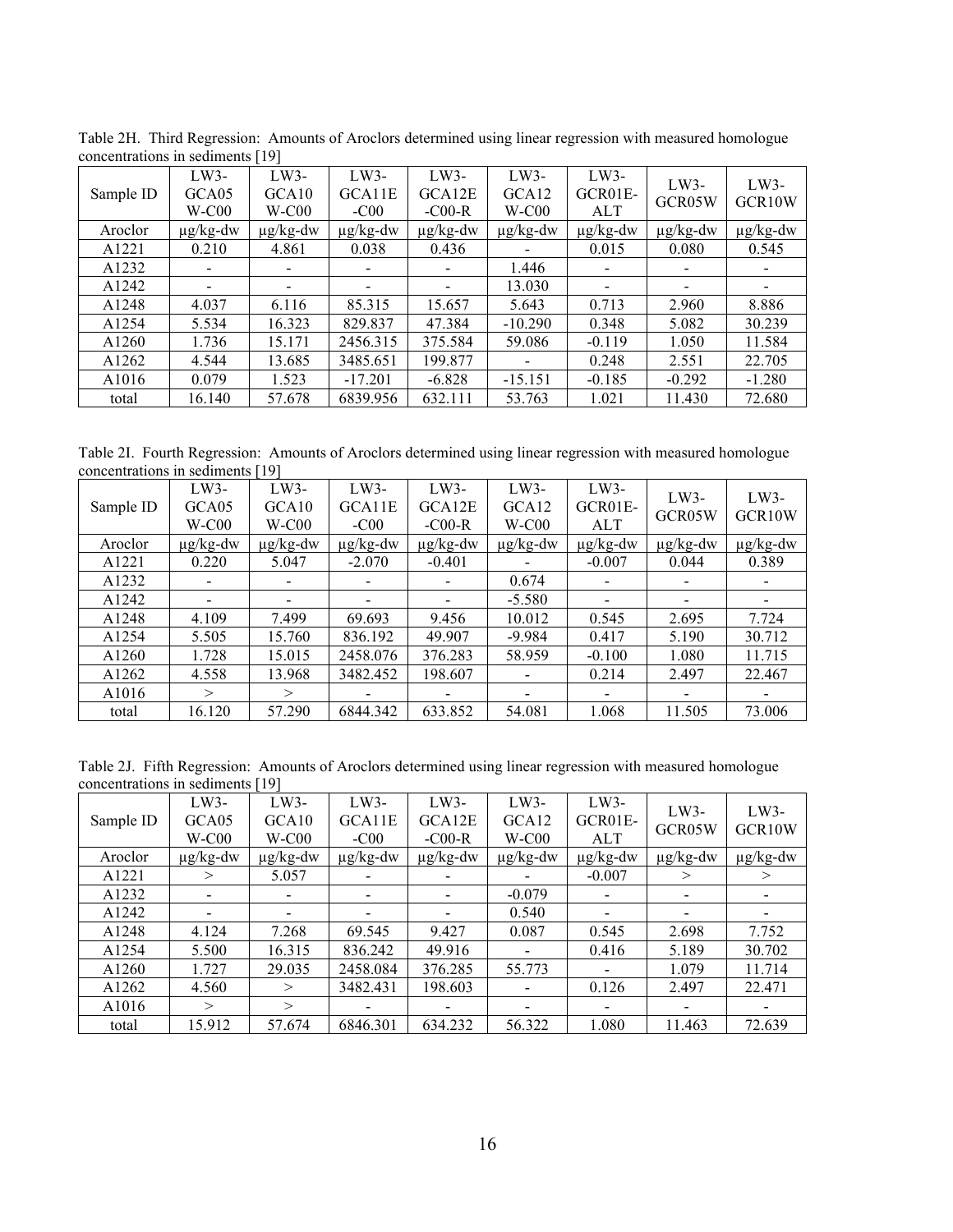Table 2H. Third Regression: Amounts of Aroclors determined using linear regression with measured homologue concentrations in sediments [19]

| Sample ID | LW3-GCA05W-C00 | LW3-GCA10W-C00 | LW3-GCA11E-C00 | LW3-GCA12E-C00-R | LW3-GCA12W-C00 | LW3-GCR01E-ALT | LW3-GCR05W | LW3-GCR10W |
|---|---|---|---|---|---|---|---|---|
| Aroclor | μg/kg-dw | μg/kg-dw | μg/kg-dw | μg/kg-dw | μg/kg-dw | μg/kg-dw | μg/kg-dw | μg/kg-dw |
| A1221 | 0.210 | 4.861 | 0.038 | 0.436 | - | 0.015 | 0.080 | 0.545 |
| A1232 | - | - | - | - | 1.446 | - | - | - |
| A1242 | - | - | - | - | 13.030 | - | - | - |
| A1248 | 4.037 | 6.116 | 85.315 | 15.657 | 5.643 | 0.713 | 2.960 | 8.886 |
| A1254 | 5.534 | 16.323 | 829.837 | 47.384 | -10.290 | 0.348 | 5.082 | 30.239 |
| A1260 | 1.736 | 15.171 | 2456.315 | 375.584 | 59.086 | -0.119 | 1.050 | 11.584 |
| A1262 | 4.544 | 13.685 | 3485.651 | 199.877 | - | 0.248 | 2.551 | 22.705 |
| A1016 | 0.079 | 1.523 | -17.201 | -6.828 | -15.151 | -0.185 | -0.292 | -1.280 |
| total | 16.140 | 57.678 | 6839.956 | 632.111 | 53.763 | 1.021 | 11.430 | 72.680 |

Table 2I. Fourth Regression: Amounts of Aroclors determined using linear regression with measured homologue concentrations in sediments [19]

| Sample ID | LW3-GCA05W-C00 | LW3-GCA10W-C00 | LW3-GCA11E-C00 | LW3-GCA12E-C00-R | LW3-GCA12W-C00 | LW3-GCR01E-ALT | LW3-GCR05W | LW3-GCR10W |
|---|---|---|---|---|---|---|---|---|
| Aroclor | μg/kg-dw | μg/kg-dw | μg/kg-dw | μg/kg-dw | μg/kg-dw | μg/kg-dw | μg/kg-dw | μg/kg-dw |
| A1221 | 0.220 | 5.047 | -2.070 | -0.401 | - | -0.007 | 0.044 | 0.389 |
| A1232 | - | - | - | - | 0.674 | - | - | - |
| A1242 | - | - | - | - | -5.580 | - | - | - |
| A1248 | 4.109 | 7.499 | 69.693 | 9.456 | 10.012 | 0.545 | 2.695 | 7.724 |
| A1254 | 5.505 | 15.760 | 836.192 | 49.907 | -9.984 | 0.417 | 5.190 | 30.712 |
| A1260 | 1.728 | 15.015 | 2458.076 | 376.283 | 58.959 | -0.100 | 1.080 | 11.715 |
| A1262 | 4.558 | 13.968 | 3482.452 | 198.607 | - | 0.214 | 2.497 | 22.467 |
| A1016 | > | > | - | - | - | - | - | - |
| total | 16.120 | 57.290 | 6844.342 | 633.852 | 54.081 | 1.068 | 11.505 | 73.006 |

Table 2J. Fifth Regression: Amounts of Aroclors determined using linear regression with measured homologue concentrations in sediments [19]

| Sample ID | LW3-GCA05W-C00 | LW3-GCA10W-C00 | LW3-GCA11E-C00 | LW3-GCA12E-C00-R | LW3-GCA12W-C00 | LW3-GCR01E-ALT | LW3-GCR05W | LW3-GCR10W |
|---|---|---|---|---|---|---|---|---|
| Aroclor | μg/kg-dw | μg/kg-dw | μg/kg-dw | μg/kg-dw | μg/kg-dw | μg/kg-dw | μg/kg-dw | μg/kg-dw |
| A1221 | > | 5.057 | - | - | - | -0.007 | > | > |
| A1232 | - | - | - | - | -0.079 | - | - | - |
| A1242 | - | - | - | - | 0.540 | - | - | - |
| A1248 | 4.124 | 7.268 | 69.545 | 9.427 | 0.087 | 0.545 | 2.698 | 7.752 |
| A1254 | 5.500 | 16.315 | 836.242 | 49.916 | - | 0.416 | 5.189 | 30.702 |
| A1260 | 1.727 | 29.035 | 2458.084 | 376.285 | 55.773 | - | 1.079 | 11.714 |
| A1262 | 4.560 | > | 3482.431 | 198.603 | - | 0.126 | 2.497 | 22.471 |
| A1016 | > | > | - | - | - | - | - | - |
| total | 15.912 | 57.674 | 6846.301 | 634.232 | 56.322 | 1.080 | 11.463 | 72.639 |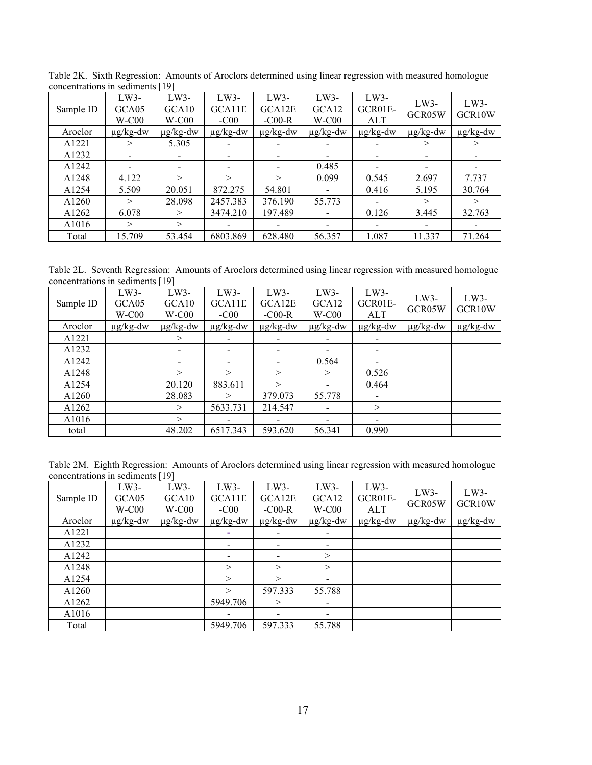Table 2K. Sixth Regression: Amounts of Aroclors determined using linear regression with measured homologue concentrations in sediments [19]

| Sample ID | LW3-GCA05 W-C00 | LW3-GCA10 W-C00 | LW3-GCA11E -C00 | LW3-GCA12E -C00-R | LW3-GCA12 W-C00 | LW3-GCR01E-ALT | LW3-GCR05W | LW3-GCR10W |
|---|---|---|---|---|---|---|---|---|
| Aroclor | µg/kg-dw | µg/kg-dw | µg/kg-dw | µg/kg-dw | µg/kg-dw | µg/kg-dw | µg/kg-dw | µg/kg-dw |
| A1221 | > | 5.305 | - | - | - | - | > | > |
| A1232 | - | - | - | - | - | - | - | - |
| A1242 | - | - | - | - | 0.485 | - | - | - |
| A1248 | 4.122 | > | > | > | 0.099 | 0.545 | 2.697 | 7.737 |
| A1254 | 5.509 | 20.051 | 872.275 | 54.801 | - | 0.416 | 5.195 | 30.764 |
| A1260 | > | 28.098 | 2457.383 | 376.190 | 55.773 | - | > | > |
| A1262 | 6.078 | > | 3474.210 | 197.489 | - | 0.126 | 3.445 | 32.763 |
| A1016 | > | > | - | - | - | - | - | - |
| Total | 15.709 | 53.454 | 6803.869 | 628.480 | 56.357 | 1.087 | 11.337 | 71.264 |

Table 2L. Seventh Regression: Amounts of Aroclors determined using linear regression with measured homologue concentrations in sediments [19]

| Sample ID | LW3-GCA05 W-C00 | LW3-GCA10 W-C00 | LW3-GCA11E -C00 | LW3-GCA12E -C00-R | LW3-GCA12 W-C00 | LW3-GCR01E-ALT | LW3-GCR05W | LW3-GCR10W |
|---|---|---|---|---|---|---|---|---|
| Aroclor | µg/kg-dw | µg/kg-dw | µg/kg-dw | µg/kg-dw | µg/kg-dw | µg/kg-dw | µg/kg-dw | µg/kg-dw |
| A1221 | | > | - | - | - | - | | |
| A1232 | | - | - | - | - | - | | |
| A1242 | | - | - | - | 0.564 | - | | |
| A1248 | | > | > | > | > | 0.526 | | |
| A1254 | | 20.120 | 883.611 | > | - | 0.464 | | |
| A1260 | | 28.083 | > | 379.073 | 55.778 | - | | |
| A1262 | | > | 5633.731 | 214.547 | - | > | | |
| A1016 | | > | - | - | - | - | | |
| total | | 48.202 | 6517.343 | 593.620 | 56.341 | 0.990 | | |

Table 2M. Eighth Regression: Amounts of Aroclors determined using linear regression with measured homologue concentrations in sediments [19]

| Sample ID | LW3-GCA05 W-C00 | LW3-GCA10 W-C00 | LW3-GCA11E -C00 | LW3-GCA12E -C00-R | LW3-GCA12 W-C00 | LW3-GCR01E-ALT | LW3-GCR05W | LW3-GCR10W |
|---|---|---|---|---|---|---|---|---|
| Aroclor | µg/kg-dw | µg/kg-dw | µg/kg-dw | µg/kg-dw | µg/kg-dw | µg/kg-dw | µg/kg-dw | µg/kg-dw |
| A1221 | | | - | - | - | | | |
| A1232 | | | - | - | - | | | |
| A1242 | | | - | - | > | | | |
| A1248 | | | > | > | > | | | |
| A1254 | | | > | > | - | | | |
| A1260 | | | > | 597.333 | 55.788 | | | |
| A1262 | | | 5949.706 | > | - | | | |
| A1016 | | | - | - | - | | | |
| Total | | | 5949.706 | 597.333 | 55.788 | | | |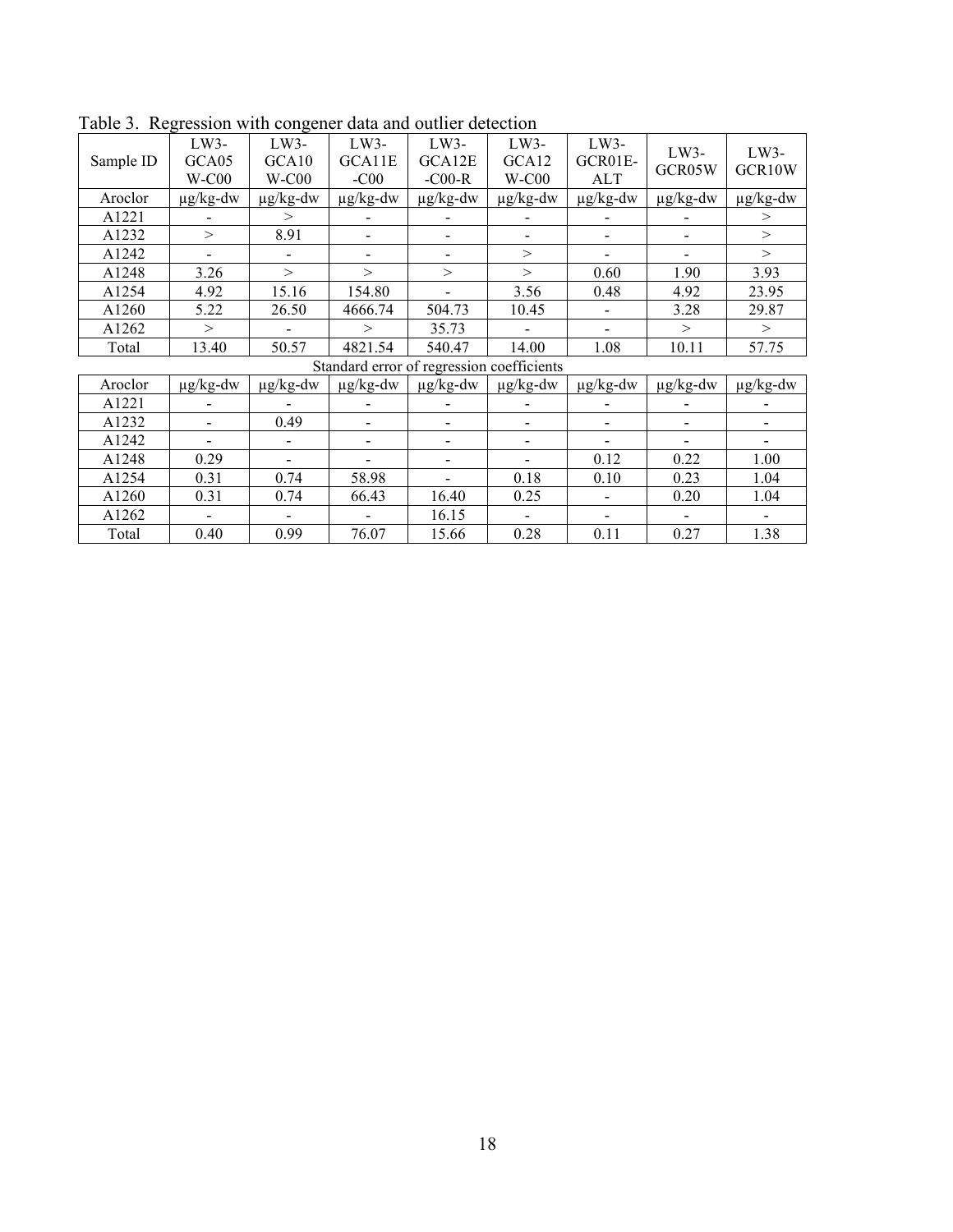Table 3. Regression with congener data and outlier detection

| Sample ID | LW3-GCA05W-C00 | LW3-GCA10W-C00 | LW3-GCA11E-C00 | LW3-GCA12E-C00-R | LW3-GCA12W-C00 | LW3-GCR01E-ALT | LW3-GCR05W | LW3-GCR10W |
|---|---|---|---|---|---|---|---|---|
| Aroclor | μg/kg-dw | μg/kg-dw | μg/kg-dw | μg/kg-dw | μg/kg-dw | μg/kg-dw | μg/kg-dw | μg/kg-dw |
| A1221 | - | > | - | - | - | - | - | > |
| A1232 | > | 8.91 | - | - | - | - | - | > |
| A1242 | - | - | - | - | > | - | - | > |
| A1248 | 3.26 | > | > | > | > | 0.60 | 1.90 | 3.93 |
| A1254 | 4.92 | 15.16 | 154.80 | - | 3.56 | 0.48 | 4.92 | 23.95 |
| A1260 | 5.22 | 26.50 | 4666.74 | 504.73 | 10.45 | - | 3.28 | 29.87 |
| A1262 | > | - | > | 35.73 | - | - | > | > |
| Total | 13.40 | 50.57 | 4821.54 | 540.47 | 14.00 | 1.08 | 10.11 | 57.75 |
| Standard error of regression coefficients | | | | | | | | |
| Aroclor | μg/kg-dw | μg/kg-dw | μg/kg-dw | μg/kg-dw | μg/kg-dw | μg/kg-dw | μg/kg-dw | μg/kg-dw |
| A1221 | - | - | - | - | - | - | - | - |
| A1232 | - | 0.49 | - | - | - | - | - | - |
| A1242 | - | - | - | - | - | - | - | - |
| A1248 | 0.29 | - | - | - | - | 0.12 | 0.22 | 1.00 |
| A1254 | 0.31 | 0.74 | 58.98 | - | 0.18 | 0.10 | 0.23 | 1.04 |
| A1260 | 0.31 | 0.74 | 66.43 | 16.40 | 0.25 | - | 0.20 | 1.04 |
| A1262 | - | - | - | 16.15 | - | - | - | - |
| Total | 0.40 | 0.99 | 76.07 | 15.66 | 0.28 | 0.11 | 0.27 | 1.38 |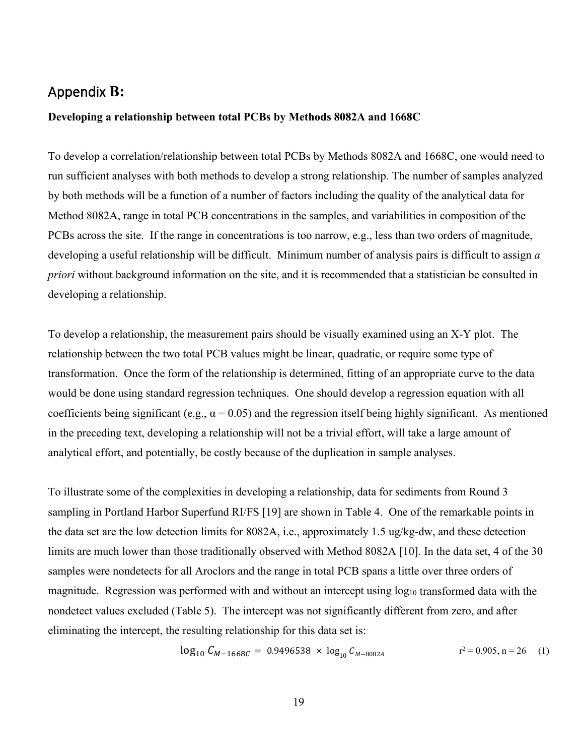## Appendix B:

**Developing a relationship between total PCBs by Methods 8082A and 1668C**

To develop a correlation/relationship between total PCBs by Methods 8082A and 1668C, one would need to run sufficient analyses with both methods to develop a strong relationship. The number of samples analyzed by both methods will be a function of a number of factors including the quality of the analytical data for Method 8082A, range in total PCB concentrations in the samples, and variabilities in composition of the PCBs across the site. If the range in concentrations is too narrow, e.g., less than two orders of magnitude, developing a useful relationship will be difficult. Minimum number of analysis pairs is difficult to assign *a priori* without background information on the site, and it is recommended that a statistician be consulted in developing a relationship.

To develop a relationship, the measurement pairs should be visually examined using an X-Y plot. The relationship between the two total PCB values might be linear, quadratic, or require some type of transformation. Once the form of the relationship is determined, fitting of an appropriate curve to the data would be done using standard regression techniques. One should develop a regression equation with all coefficients being significant (e.g., $\alpha = 0.05$) and the regression itself being highly significant. As mentioned in the preceding text, developing a relationship will not be a trivial effort, will take a large amount of analytical effort, and potentially, be costly because of the duplication in sample analyses.

To illustrate some of the complexities in developing a relationship, data for sediments from Round 3 sampling in Portland Harbor Superfund RI/FS [19] are shown in Table 4. One of the remarkable points in the data set are the low detection limits for 8082A, i.e., approximately 1.5 ug/kg-dw, and these detection limits are much lower than those traditionally observed with Method 8082A [10]. In the data set, 4 of the 30 samples were nondetects for all Aroclors and the range in total PCB spans a little over three orders of magnitude. Regression was performed with and without an intercept using $\log_{10}$ transformed data with the nondetect values excluded (Table 5). The intercept was not significantly different from zero, and after eliminating the intercept, the resulting relationship for this data set is:

$$\log_{10} C_{M-1668C} = 0.9496538 \times \log_{10} C_{M-8082A} \qquad r^2 = 0.905,\ n = 26 \qquad (1)$$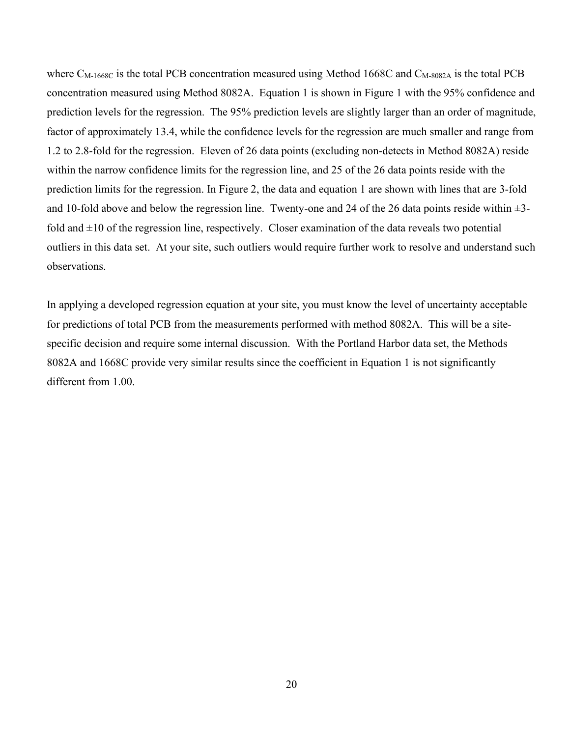where $C_{M\text{-}1668C}$ is the total PCB concentration measured using Method 1668C and $C_{M\text{-}8082A}$ is the total PCB concentration measured using Method 8082A. Equation 1 is shown in Figure 1 with the 95% confidence and prediction levels for the regression. The 95% prediction levels are slightly larger than an order of magnitude, factor of approximately 13.4, while the confidence levels for the regression are much smaller and range from 1.2 to 2.8-fold for the regression. Eleven of 26 data points (excluding non-detects in Method 8082A) reside within the narrow confidence limits for the regression line, and 25 of the 26 data points reside with the prediction limits for the regression. In Figure 2, the data and equation 1 are shown with lines that are 3-fold and 10-fold above and below the regression line. Twenty-one and 24 of the 26 data points reside within ±3-fold and ±10 of the regression line, respectively. Closer examination of the data reveals two potential outliers in this data set. At your site, such outliers would require further work to resolve and understand such observations.

In applying a developed regression equation at your site, you must know the level of uncertainty acceptable for predictions of total PCB from the measurements performed with method 8082A. This will be a site-specific decision and require some internal discussion. With the Portland Harbor data set, the Methods 8082A and 1668C provide very similar results since the coefficient in Equation 1 is not significantly different from 1.00.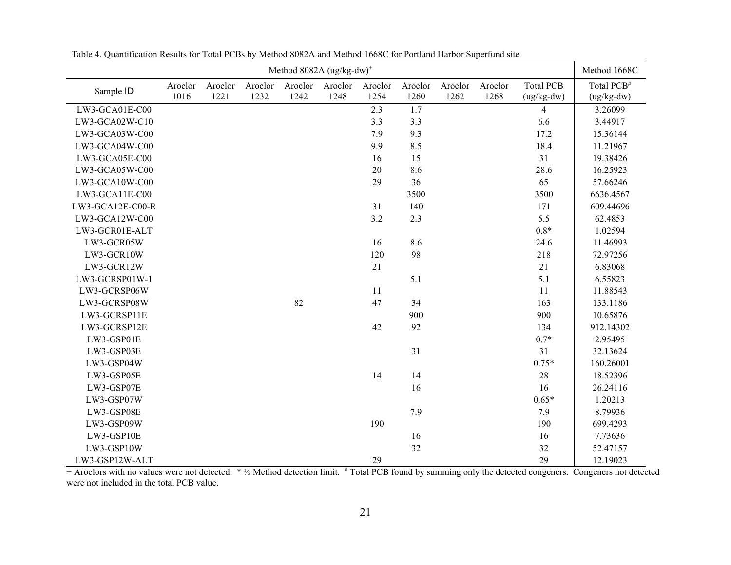Table 4. Quantification Results for Total PCBs by Method 8082A and Method 1668C for Portland Harbor Superfund site

| Sample ID | Method 8082A (ug/kg-dw)[+] | | | | | | | | | | Method 1668C |
|---|---|---|---|---|---|---|---|---|---|---|---|
| | Aroclor 1016 | Aroclor 1221 | Aroclor 1232 | Aroclor 1242 | Aroclor 1248 | Aroclor 1254 | Aroclor 1260 | Aroclor 1262 | Aroclor 1268 | Total PCB (ug/kg-dw) | Total PCB[#] (ug/kg-dw) |
| LW3-GCA01E-C00 | | | | | | 2.3 | 1.7 | | | 4 | 3.26099 |
| LW3-GCA02W-C10 | | | | | | 3.3 | 3.3 | | | 6.6 | 3.44917 |
| LW3-GCA03W-C00 | | | | | | 7.9 | 9.3 | | | 17.2 | 15.36144 |
| LW3-GCA04W-C00 | | | | | | 9.9 | 8.5 | | | 18.4 | 11.21967 |
| LW3-GCA05E-C00 | | | | | | 16 | 15 | | | 31 | 19.38426 |
| LW3-GCA05W-C00 | | | | | | 20 | 8.6 | | | 28.6 | 16.25923 |
| LW3-GCA10W-C00 | | | | | | 29 | 36 | | | 65 | 57.66246 |
| LW3-GCA11E-C00 | | | | | | | 3500 | | | 3500 | 6636.4567 |
| LW3-GCA12E-C00-R | | | | | | 31 | 140 | | | 171 | 609.44696 |
| LW3-GCA12W-C00 | | | | | | 3.2 | 2.3 | | | 5.5 | 62.4853 |
| LW3-GCR01E-ALT | | | | | | | | | | 0.8* | 1.02594 |
| LW3-GCR05W | | | | | | 16 | 8.6 | | | 24.6 | 11.46993 |
| LW3-GCR10W | | | | | | 120 | 98 | | | 218 | 72.97256 |
| LW3-GCR12W | | | | | | 21 | | | | 21 | 6.83068 |
| LW3-GCRSP01W-1 | | | | | | | 5.1 | | | 5.1 | 6.55823 |
| LW3-GCRSP06W | | | | | | 11 | | | | 11 | 11.88543 |
| LW3-GCRSP08W | | | | 82 | | 47 | 34 | | | 163 | 133.1186 |
| LW3-GCRSP11E | | | | | | | 900 | | | 900 | 10.65876 |
| LW3-GCRSP12E | | | | | | 42 | 92 | | | 134 | 912.14302 |
| LW3-GSP01E | | | | | | | | | | 0.7* | 2.95495 |
| LW3-GSP03E | | | | | | | 31 | | | 31 | 32.13624 |
| LW3-GSP04W | | | | | | | | | | 0.75* | 160.26001 |
| LW3-GSP05E | | | | | | 14 | 14 | | | 28 | 18.52396 |
| LW3-GSP07E | | | | | | | 16 | | | 16 | 26.24116 |
| LW3-GSP07W | | | | | | | | | | 0.65* | 1.20213 |
| LW3-GSP08E | | | | | | | 7.9 | | | 7.9 | 8.79936 |
| LW3-GSP09W | | | | | | 190 | | | | 190 | 699.4293 |
| LW3-GSP10E | | | | | | | 16 | | | 16 | 7.73636 |
| LW3-GSP10W | | | | | | | 32 | | | 32 | 52.47157 |
| LW3-GSP12W-ALT | | | | | | 29 | | | | 29 | 12.19023 |

+ Aroclors with no values were not detected. * ½ Method detection limit. # Total PCB found by summing only the detected congeners. Congeners not detected were not included in the total PCB value.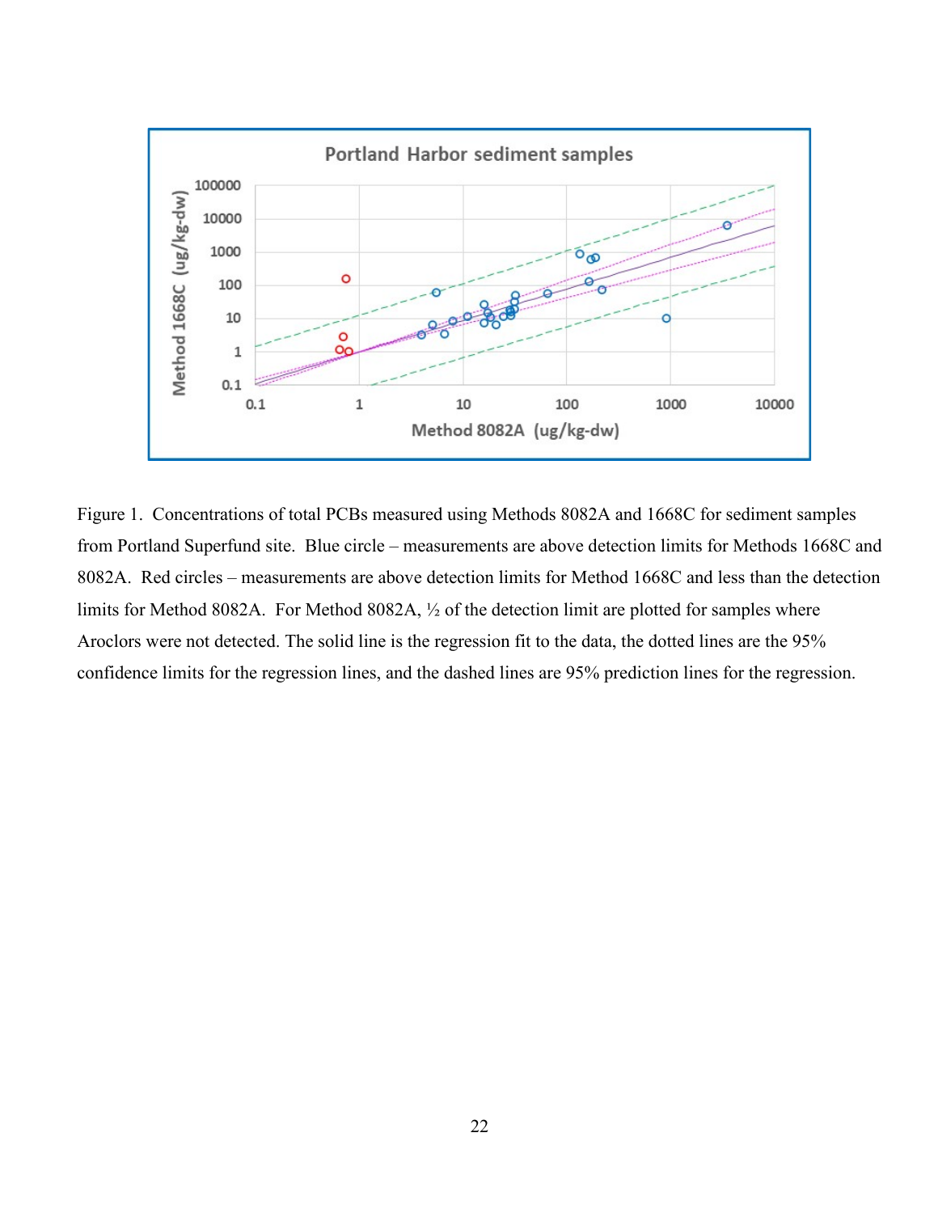Figure 1. Concentrations of total PCBs measured using Methods 8082A and 1668C for sediment samples from Portland Superfund site. Blue circle – measurements are above detection limits for Methods 1668C and 8082A. Red circles – measurements are above detection limits for Method 1668C and less than the detection limits for Method 8082A. For Method 8082A, ½ of the detection limit are plotted for samples where Aroclors were not detected. The solid line is the regression fit to the data, the dotted lines are the 95% confidence limits for the regression lines, and the dashed lines are 95% prediction lines for the regression.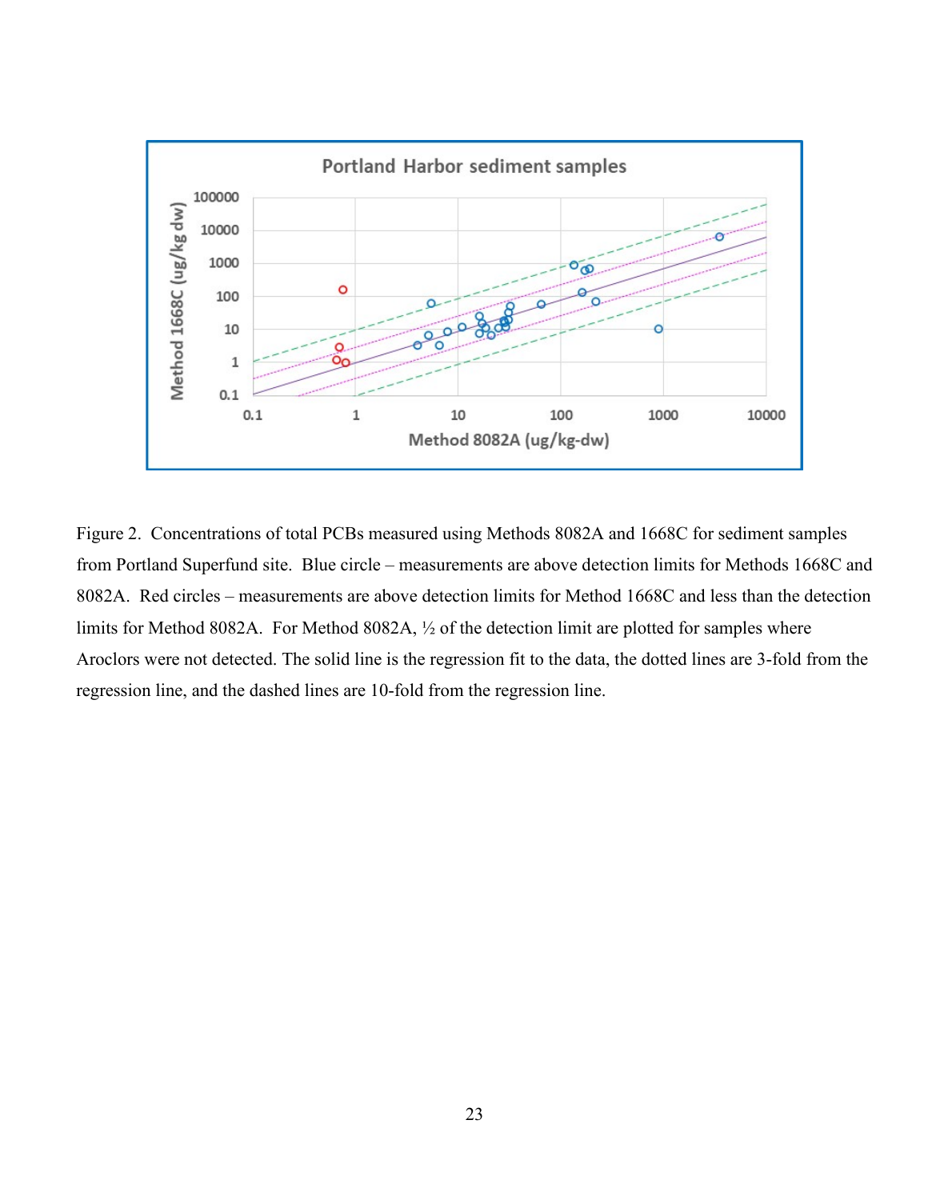Figure 2. Concentrations of total PCBs measured using Methods 8082A and 1668C for sediment samples from Portland Superfund site. Blue circle – measurements are above detection limits for Methods 1668C and 8082A. Red circles – measurements are above detection limits for Method 1668C and less than the detection limits for Method 8082A. For Method 8082A, ½ of the detection limit are plotted for samples where Aroclors were not detected. The solid line is the regression fit to the data, the dotted lines are 3-fold from the regression line, and the dashed lines are 10-fold from the regression line.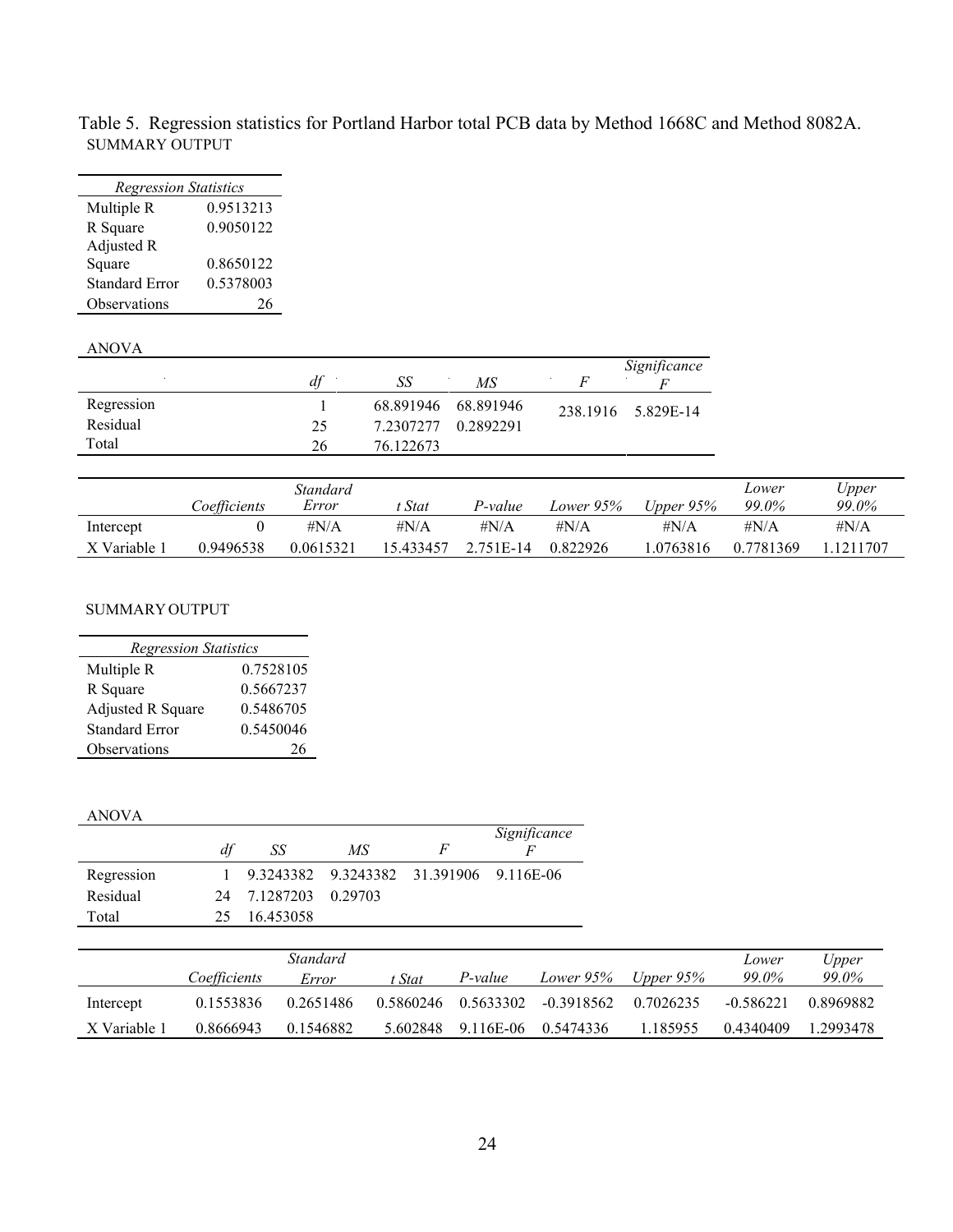Table 5. Regression statistics for Portland Harbor total PCB data by Method 1668C and Method 8082A.

SUMMARY OUTPUT

| *Regression Statistics* | |
|---|---|
| Multiple R | 0.9513213 |
| R Square | 0.9050122 |
| Adjusted R Square | 0.8650122 |
| Standard Error | 0.5378003 |
| Observations | 26 |

ANOVA

| | *df* | *SS* | *MS* | *F* | *Significance F* |
|---|---|---|---|---|---|
| Regression | 1 | 68.891946 | 68.891946 | 238.1916 | 5.829E-14 |
| Residual | 25 | 7.2307277 | 0.2892291 | | |
| Total | 26 | 76.122673 | | | |

| | *Coefficients* | *Standard Error* | *t Stat* | *P-value* | *Lower 95%* | *Upper 95%* | *Lower 99.0%* | *Upper 99.0%* |
|---|---|---|---|---|---|---|---|---|
| Intercept | 0 | #N/A | #N/A | #N/A | #N/A | #N/A | #N/A | #N/A |
| X Variable 1 | 0.9496538 | 0.0615321 | 15.433457 | 2.751E-14 | 0.822926 | 1.0763816 | 0.7781369 | 1.1211707 |

SUMMARY OUTPUT

| *Regression Statistics* | |
|---|---|
| Multiple R | 0.7528105 |
| R Square | 0.5667237 |
| Adjusted R Square | 0.5486705 |
| Standard Error | 0.5450046 |
| Observations | 26 |

ANOVA

| | *df* | *SS* | *MS* | *F* | *Significance F* |
|---|---|---|---|---|---|
| Regression | 1 | 9.3243382 | 9.3243382 | 31.391906 | 9.116E-06 |
| Residual | 24 | 7.1287203 | 0.29703 | | |
| Total | 25 | 16.453058 | | | |

| | *Coefficients* | *Standard Error* | *t Stat* | *P-value* | *Lower 95%* | *Upper 95%* | *Lower 99.0%* | *Upper 99.0%* |
|---|---|---|---|---|---|---|---|---|
| Intercept | 0.1553836 | 0.2651486 | 0.5860246 | 0.5633302 | -0.3918562 | 0.7026235 | -0.586221 | 0.8969882 |
| X Variable 1 | 0.8666943 | 0.1546882 | 5.602848 | 9.116E-06 | 0.5474336 | 1.185955 | 0.4340409 | 1.2993478 |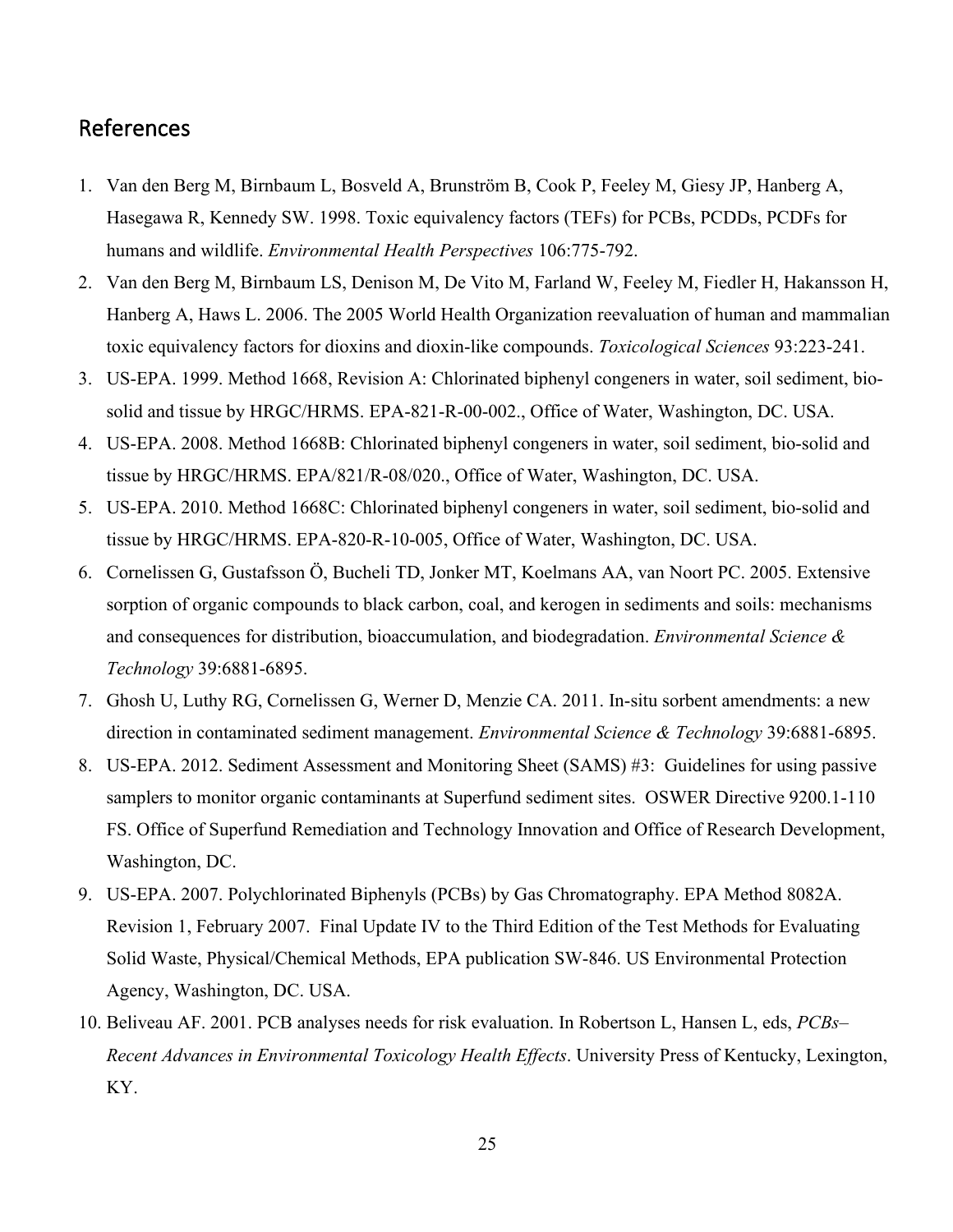## References

1. Van den Berg M, Birnbaum L, Bosveld A, Brunström B, Cook P, Feeley M, Giesy JP, Hanberg A, Hasegawa R, Kennedy SW. 1998. Toxic equivalency factors (TEFs) for PCBs, PCDDs, PCDFs for humans and wildlife. *Environmental Health Perspectives* 106:775-792.
2. Van den Berg M, Birnbaum LS, Denison M, De Vito M, Farland W, Feeley M, Fiedler H, Hakansson H, Hanberg A, Haws L. 2006. The 2005 World Health Organization reevaluation of human and mammalian toxic equivalency factors for dioxins and dioxin-like compounds. *Toxicological Sciences* 93:223-241.
3. US-EPA. 1999. Method 1668, Revision A: Chlorinated biphenyl congeners in water, soil sediment, bio-solid and tissue by HRGC/HRMS. EPA-821-R-00-002., Office of Water, Washington, DC. USA.
4. US-EPA. 2008. Method 1668B: Chlorinated biphenyl congeners in water, soil sediment, bio-solid and tissue by HRGC/HRMS. EPA/821/R-08/020., Office of Water, Washington, DC. USA.
5. US-EPA. 2010. Method 1668C: Chlorinated biphenyl congeners in water, soil sediment, bio-solid and tissue by HRGC/HRMS. EPA-820-R-10-005, Office of Water, Washington, DC. USA.
6. Cornelissen G, Gustafsson Ö, Bucheli TD, Jonker MT, Koelmans AA, van Noort PC. 2005. Extensive sorption of organic compounds to black carbon, coal, and kerogen in sediments and soils: mechanisms and consequences for distribution, bioaccumulation, and biodegradation. *Environmental Science & Technology* 39:6881-6895.
7. Ghosh U, Luthy RG, Cornelissen G, Werner D, Menzie CA. 2011. In-situ sorbent amendments: a new direction in contaminated sediment management. *Environmental Science & Technology* 39:6881-6895.
8. US-EPA. 2012. Sediment Assessment and Monitoring Sheet (SAMS) #3: Guidelines for using passive samplers to monitor organic contaminants at Superfund sediment sites. OSWER Directive 9200.1-110 FS. Office of Superfund Remediation and Technology Innovation and Office of Research Development, Washington, DC.
9. US-EPA. 2007. Polychlorinated Biphenyls (PCBs) by Gas Chromatography. EPA Method 8082A. Revision 1, February 2007. Final Update IV to the Third Edition of the Test Methods for Evaluating Solid Waste, Physical/Chemical Methods, EPA publication SW-846. US Environmental Protection Agency, Washington, DC. USA.
10. Beliveau AF. 2001. PCB analyses needs for risk evaluation. In Robertson L, Hansen L, eds, *PCBs– Recent Advances in Environmental Toxicology Health Effects*. University Press of Kentucky, Lexington, KY.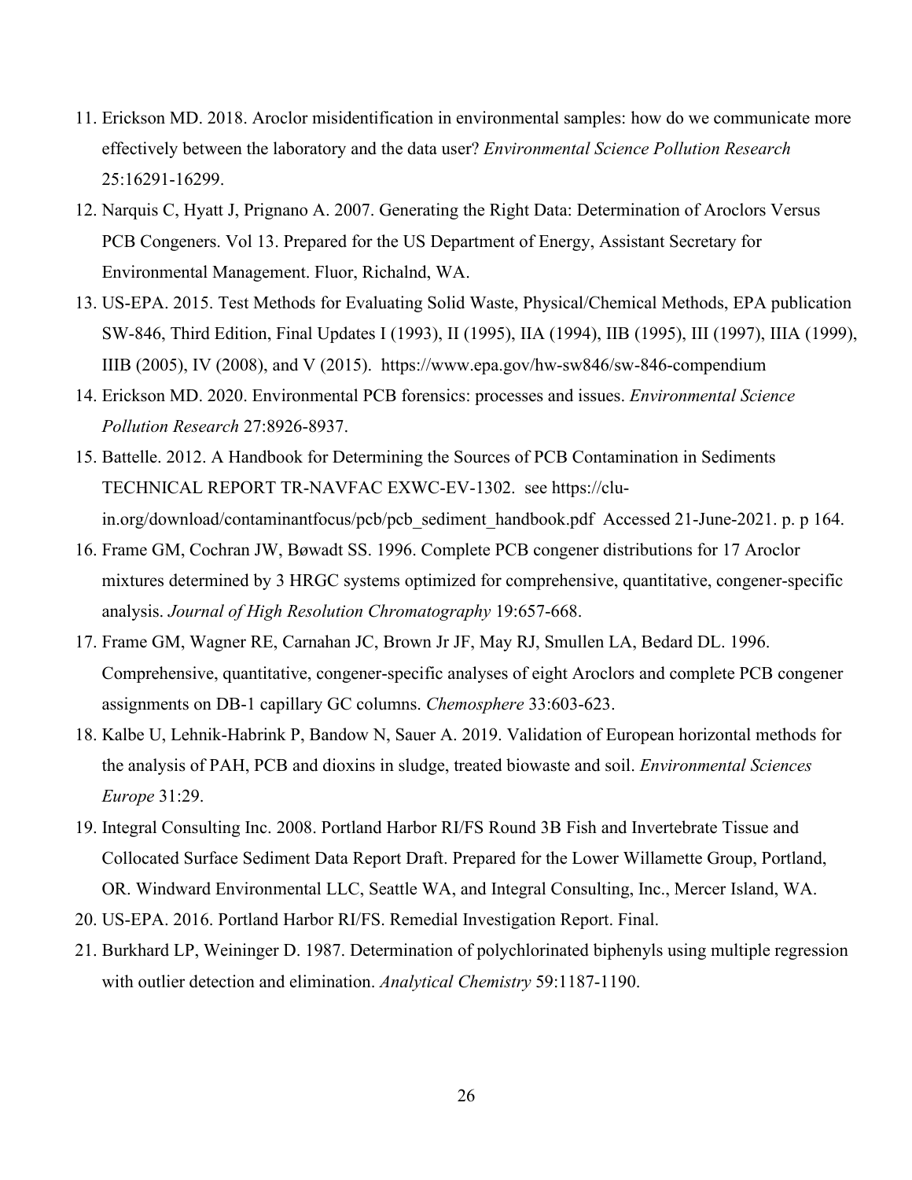11. Erickson MD. 2018. Aroclor misidentification in environmental samples: how do we communicate more effectively between the laboratory and the data user? *Environmental Science Pollution Research* 25:16291-16299.
12. Narquis C, Hyatt J, Prignano A. 2007. Generating the Right Data: Determination of Aroclors Versus PCB Congeners. Vol 13. Prepared for the US Department of Energy, Assistant Secretary for Environmental Management. Fluor, Richalnd, WA.
13. US-EPA. 2015. Test Methods for Evaluating Solid Waste, Physical/Chemical Methods, EPA publication SW-846, Third Edition, Final Updates I (1993), II (1995), IIA (1994), IIB (1995), III (1997), IIIA (1999), IIIB (2005), IV (2008), and V (2015). https://www.epa.gov/hw-sw846/sw-846-compendium
14. Erickson MD. 2020. Environmental PCB forensics: processes and issues. *Environmental Science Pollution Research* 27:8926-8937.
15. Battelle. 2012. A Handbook for Determining the Sources of PCB Contamination in Sediments TECHNICAL REPORT TR-NAVFAC EXWC-EV-1302. see https://clu-in.org/download/contaminantfocus/pcb/pcb_sediment_handbook.pdf Accessed 21-June-2021. p. p 164.
16. Frame GM, Cochran JW, Bøwadt SS. 1996. Complete PCB congener distributions for 17 Aroclor mixtures determined by 3 HRGC systems optimized for comprehensive, quantitative, congener-specific analysis. *Journal of High Resolution Chromatography* 19:657-668.
17. Frame GM, Wagner RE, Carnahan JC, Brown Jr JF, May RJ, Smullen LA, Bedard DL. 1996. Comprehensive, quantitative, congener-specific analyses of eight Aroclors and complete PCB congener assignments on DB-1 capillary GC columns. *Chemosphere* 33:603-623.
18. Kalbe U, Lehnik-Habrink P, Bandow N, Sauer A. 2019. Validation of European horizontal methods for the analysis of PAH, PCB and dioxins in sludge, treated biowaste and soil. *Environmental Sciences Europe* 31:29.
19. Integral Consulting Inc. 2008. Portland Harbor RI/FS Round 3B Fish and Invertebrate Tissue and Collocated Surface Sediment Data Report Draft. Prepared for the Lower Willamette Group, Portland, OR. Windward Environmental LLC, Seattle WA, and Integral Consulting, Inc., Mercer Island, WA.
20. US-EPA. 2016. Portland Harbor RI/FS. Remedial Investigation Report. Final.
21. Burkhard LP, Weininger D. 1987. Determination of polychlorinated biphenyls using multiple regression with outlier detection and elimination. *Analytical Chemistry* 59:1187-1190.